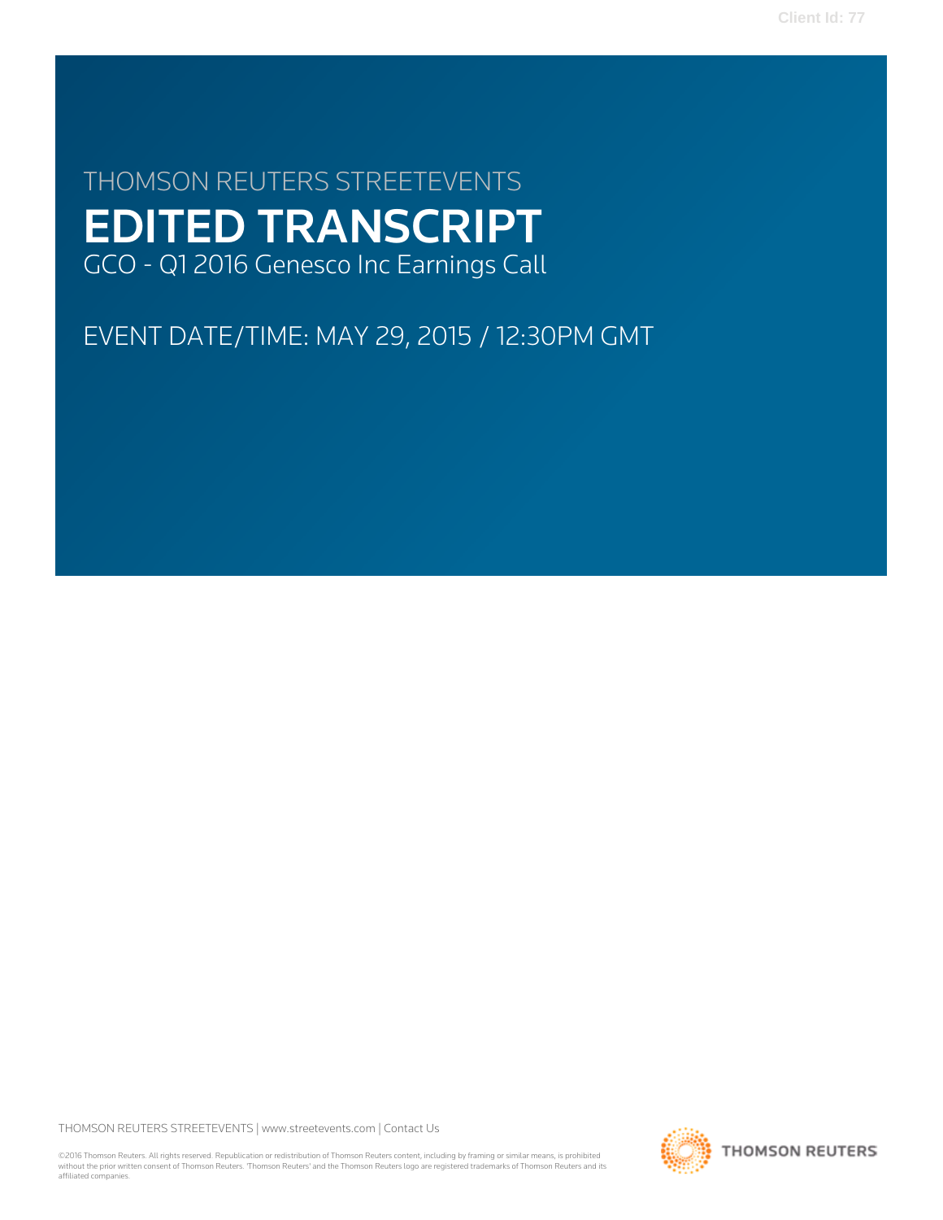THOMSON REUTERS STREETEVENTS

# EDITED TRANSCRIPT

GCO - Q1 2016 Genesco Inc Earnings Call

EVENT DATE/TIME: MAY 29, 2015 / 12:30PM GMT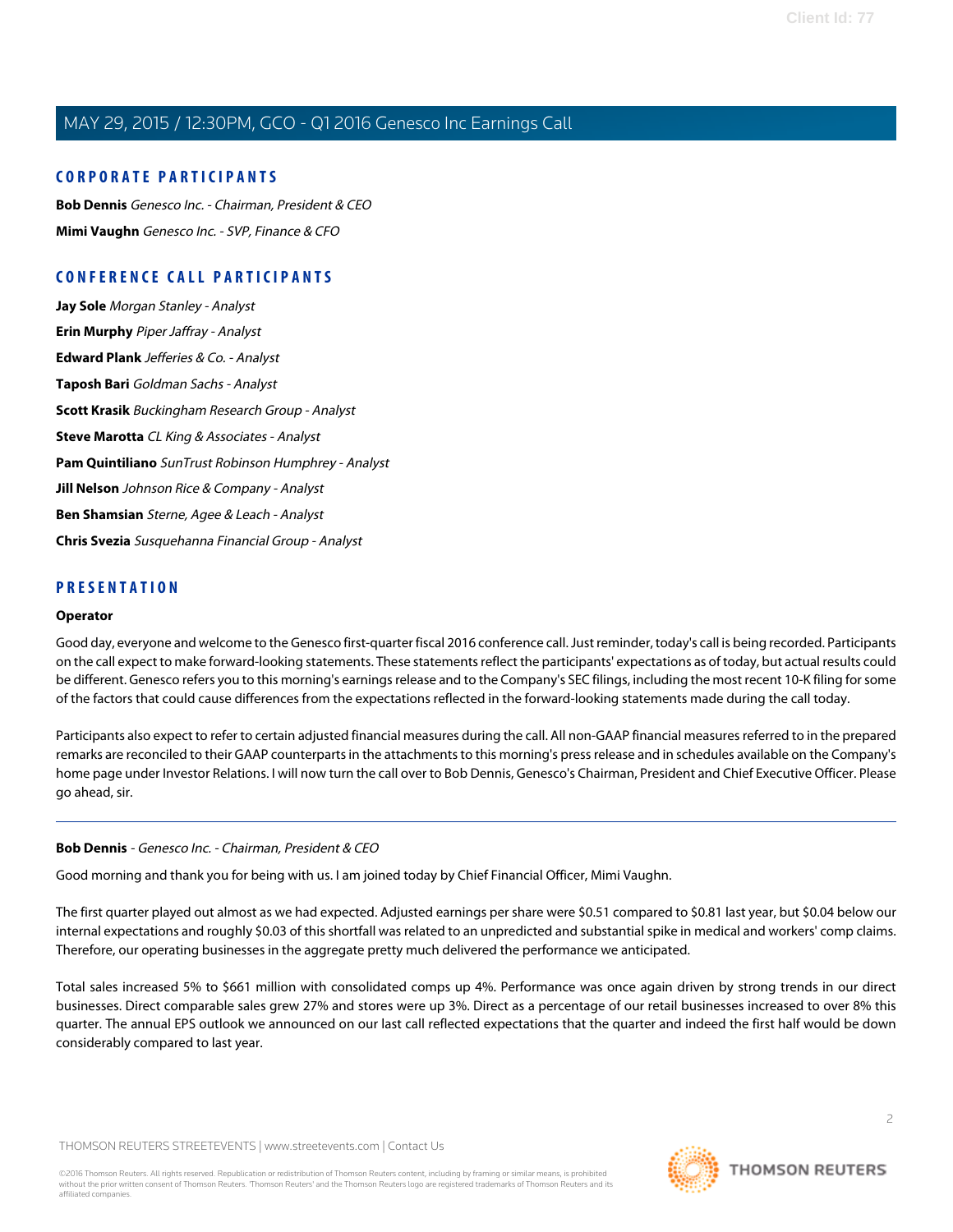## CORPORATE PARTICIPANTS

**Bob Dennis** *Genesco Inc. - Chairman, President & CEO*

**Mimi Vaughn** *Genesco Inc. - SVP, Finance & CFO*

## CONFERENCE CALL PARTICIPANTS

**Jay Sole** *Morgan Stanley - Analyst*

**Erin Murphy** *Piper Jaffray - Analyst*

**Edward Plank** *Jefferies & Co. - Analyst*

**Taposh Bari** *Goldman Sachs - Analyst*

**Scott Krasik** *Buckingham Research Group - Analyst*

**Steve Marotta** *CL King & Associates - Analyst*

**Pam Quintiliano** *SunTrust Robinson Humphrey - Analyst*

**Jill Nelson** *Johnson Rice & Company - Analyst*

**Ben Shamsian** *Sterne, Agee & Leach - Analyst*

**Chris Svezia** *Susquehanna Financial Group - Analyst*

## PRESENTATION

**Operator**

Good day, everyone and welcome to the Genesco first-quarter fiscal 2016 conference call. Just reminder, today's call is being recorded. Participants on the call expect to make forward-looking statements. These statements reflect the participants' expectations as of today, but actual results could be different. Genesco refers you to this morning's earnings release and to the Company's SEC filings, including the most recent 10-K filing for some of the factors that could cause differences from the expectations reflected in the forward-looking statements made during the call today.

Participants also expect to refer to certain adjusted financial measures during the call. All non-GAAP financial measures referred to in the prepared remarks are reconciled to their GAAP counterparts in the attachments to this morning's press release and in schedules available on the Company's home page under Investor Relations. I will now turn the call over to Bob Dennis, Genesco's Chairman, President and Chief Executive Officer. Please go ahead, sir.

---

**Bob Dennis** - *Genesco Inc. - Chairman, President & CEO*

Good morning and thank you for being with us. I am joined today by Chief Financial Officer, Mimi Vaughn.

The first quarter played out almost as we had expected. Adjusted earnings per share were $0.51 compared to $0.81 last year, but $0.04 below our internal expectations and roughly $0.03 of this shortfall was related to an unpredicted and substantial spike in medical and workers' comp claims. Therefore, our operating businesses in the aggregate pretty much delivered the performance we anticipated.

Total sales increased 5% to $661 million with consolidated comps up 4%. Performance was once again driven by strong trends in our direct businesses. Direct comparable sales grew 27% and stores were up 3%. Direct as a percentage of our retail businesses increased to over 8% this quarter. The annual EPS outlook we announced on our last call reflected expectations that the quarter and indeed the first half would be down considerably compared to last year.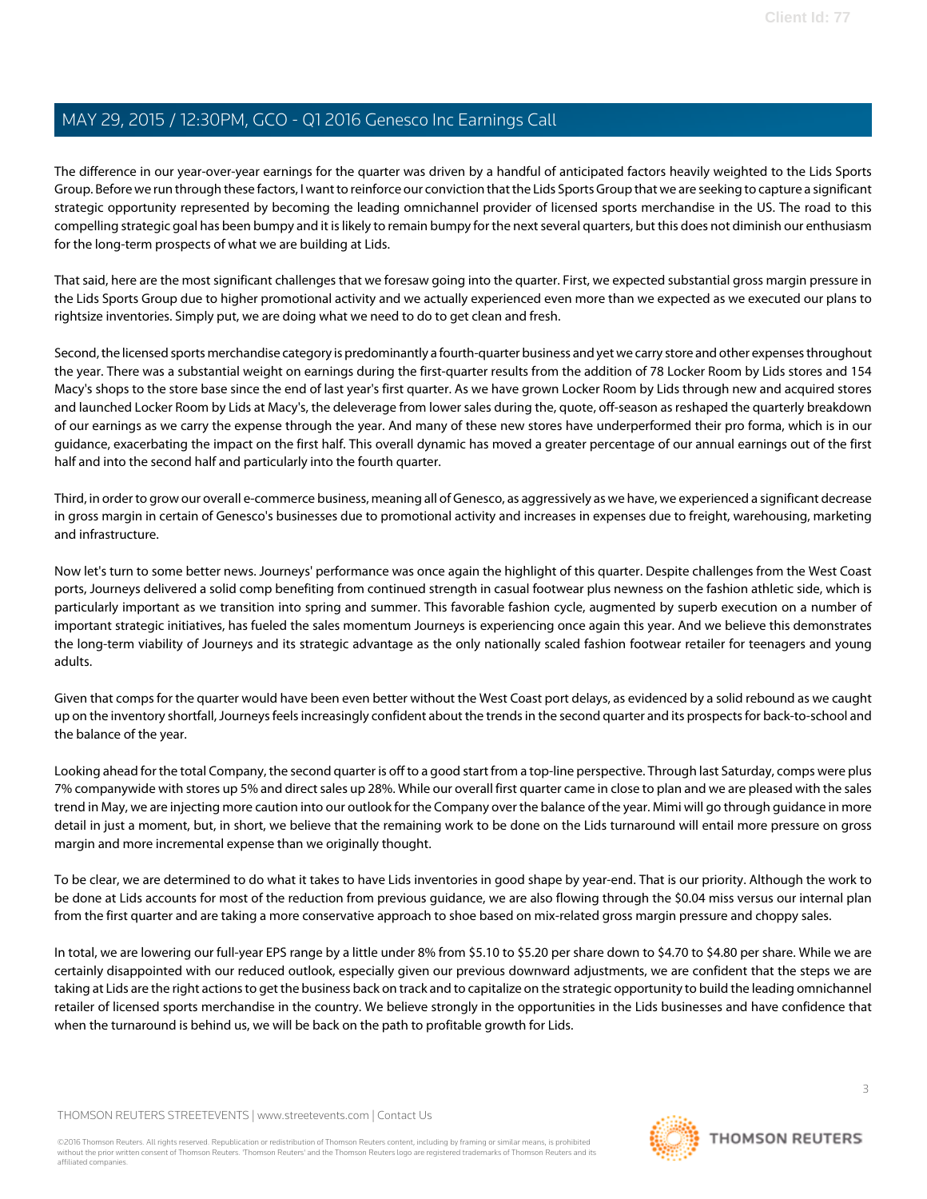The difference in our year-over-year earnings for the quarter was driven by a handful of anticipated factors heavily weighted to the Lids Sports Group. Before we run through these factors, I want to reinforce our conviction that the Lids Sports Group that we are seeking to capture a significant strategic opportunity represented by becoming the leading omnichannel provider of licensed sports merchandise in the US. The road to this compelling strategic goal has been bumpy and it is likely to remain bumpy for the next several quarters, but this does not diminish our enthusiasm for the long-term prospects of what we are building at Lids.

That said, here are the most significant challenges that we foresaw going into the quarter. First, we expected substantial gross margin pressure in the Lids Sports Group due to higher promotional activity and we actually experienced even more than we expected as we executed our plans to rightsize inventories. Simply put, we are doing what we need to do to get clean and fresh.

Second, the licensed sports merchandise category is predominantly a fourth-quarter business and yet we carry store and other expenses throughout the year. There was a substantial weight on earnings during the first-quarter results from the addition of 78 Locker Room by Lids stores and 154 Macy's shops to the store base since the end of last year's first quarter. As we have grown Locker Room by Lids through new and acquired stores and launched Locker Room by Lids at Macy's, the deleverage from lower sales during the, quote, off-season as reshaped the quarterly breakdown of our earnings as we carry the expense through the year. And many of these new stores have underperformed their pro forma, which is in our guidance, exacerbating the impact on the first half. This overall dynamic has moved a greater percentage of our annual earnings out of the first half and into the second half and particularly into the fourth quarter.

Third, in order to grow our overall e-commerce business, meaning all of Genesco, as aggressively as we have, we experienced a significant decrease in gross margin in certain of Genesco's businesses due to promotional activity and increases in expenses due to freight, warehousing, marketing and infrastructure.

Now let's turn to some better news. Journeys' performance was once again the highlight of this quarter. Despite challenges from the West Coast ports, Journeys delivered a solid comp benefiting from continued strength in casual footwear plus newness on the fashion athletic side, which is particularly important as we transition into spring and summer. This favorable fashion cycle, augmented by superb execution on a number of important strategic initiatives, has fueled the sales momentum Journeys is experiencing once again this year. And we believe this demonstrates the long-term viability of Journeys and its strategic advantage as the only nationally scaled fashion footwear retailer for teenagers and young adults.

Given that comps for the quarter would have been even better without the West Coast port delays, as evidenced by a solid rebound as we caught up on the inventory shortfall, Journeys feels increasingly confident about the trends in the second quarter and its prospects for back-to-school and the balance of the year.

Looking ahead for the total Company, the second quarter is off to a good start from a top-line perspective. Through last Saturday, comps were plus 7% companywide with stores up 5% and direct sales up 28%. While our overall first quarter came in close to plan and we are pleased with the sales trend in May, we are injecting more caution into our outlook for the Company over the balance of the year. Mimi will go through guidance in more detail in just a moment, but, in short, we believe that the remaining work to be done on the Lids turnaround will entail more pressure on gross margin and more incremental expense than we originally thought.

To be clear, we are determined to do what it takes to have Lids inventories in good shape by year-end. That is our priority. Although the work to be done at Lids accounts for most of the reduction from previous guidance, we are also flowing through the $0.04 miss versus our internal plan from the first quarter and are taking a more conservative approach to shoe based on mix-related gross margin pressure and choppy sales.

In total, we are lowering our full-year EPS range by a little under 8% from $5.10 to $5.20 per share down to $4.70 to $4.80 per share. While we are certainly disappointed with our reduced outlook, especially given our previous downward adjustments, we are confident that the steps we are taking at Lids are the right actions to get the business back on track and to capitalize on the strategic opportunity to build the leading omnichannel retailer of licensed sports merchandise in the country. We believe strongly in the opportunities in the Lids businesses and have confidence that when the turnaround is behind us, we will be back on the path to profitable growth for Lids.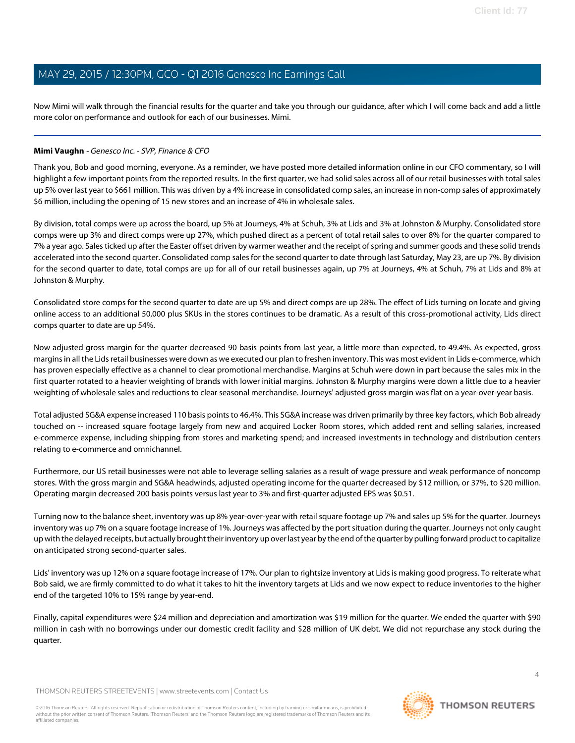Now Mimi will walk through the financial results for the quarter and take you through our guidance, after which I will come back and add a little more color on performance and outlook for each of our businesses. Mimi.

---

**Mimi Vaughn** - *Genesco Inc. - SVP, Finance & CFO*

Thank you, Bob and good morning, everyone. As a reminder, we have posted more detailed information online in our CFO commentary, so I will highlight a few important points from the reported results. In the first quarter, we had solid sales across all of our retail businesses with total sales up 5% over last year to $661 million. This was driven by a 4% increase in consolidated comp sales, an increase in non-comp sales of approximately $6 million, including the opening of 15 new stores and an increase of 4% in wholesale sales.

By division, total comps were up across the board, up 5% at Journeys, 4% at Schuh, 3% at Lids and 3% at Johnston & Murphy. Consolidated store comps were up 3% and direct comps were up 27%, which pushed direct as a percent of total retail sales to over 8% for the quarter compared to 7% a year ago. Sales ticked up after the Easter offset driven by warmer weather and the receipt of spring and summer goods and these solid trends accelerated into the second quarter. Consolidated comp sales for the second quarter to date through last Saturday, May 23, are up 7%. By division for the second quarter to date, total comps are up for all of our retail businesses again, up 7% at Journeys, 4% at Schuh, 7% at Lids and 8% at Johnston & Murphy.

Consolidated store comps for the second quarter to date are up 5% and direct comps are up 28%. The effect of Lids turning on locate and giving online access to an additional 50,000 plus SKUs in the stores continues to be dramatic. As a result of this cross-promotional activity, Lids direct comps quarter to date are up 54%.

Now adjusted gross margin for the quarter decreased 90 basis points from last year, a little more than expected, to 49.4%. As expected, gross margins in all the Lids retail businesses were down as we executed our plan to freshen inventory. This was most evident in Lids e-commerce, which has proven especially effective as a channel to clear promotional merchandise. Margins at Schuh were down in part because the sales mix in the first quarter rotated to a heavier weighting of brands with lower initial margins. Johnston & Murphy margins were down a little due to a heavier weighting of wholesale sales and reductions to clear seasonal merchandise. Journeys' adjusted gross margin was flat on a year-over-year basis.

Total adjusted SG&A expense increased 110 basis points to 46.4%. This SG&A increase was driven primarily by three key factors, which Bob already touched on -- increased square footage largely from new and acquired Locker Room stores, which added rent and selling salaries, increased e-commerce expense, including shipping from stores and marketing spend; and increased investments in technology and distribution centers relating to e-commerce and omnichannel.

Furthermore, our US retail businesses were not able to leverage selling salaries as a result of wage pressure and weak performance of noncomp stores. With the gross margin and SG&A headwinds, adjusted operating income for the quarter decreased by $12 million, or 37%, to $20 million. Operating margin decreased 200 basis points versus last year to 3% and first-quarter adjusted EPS was $0.51.

Turning now to the balance sheet, inventory was up 8% year-over-year with retail square footage up 7% and sales up 5% for the quarter. Journeys inventory was up 7% on a square footage increase of 1%. Journeys was affected by the port situation during the quarter. Journeys not only caught up with the delayed receipts, but actually brought their inventory up over last year by the end of the quarter by pulling forward product to capitalize on anticipated strong second-quarter sales.

Lids' inventory was up 12% on a square footage increase of 17%. Our plan to rightsize inventory at Lids is making good progress. To reiterate what Bob said, we are firmly committed to do what it takes to hit the inventory targets at Lids and we now expect to reduce inventories to the higher end of the targeted 10% to 15% range by year-end.

Finally, capital expenditures were $24 million and depreciation and amortization was $19 million for the quarter. We ended the quarter with $90 million in cash with no borrowings under our domestic credit facility and $28 million of UK debt. We did not repurchase any stock during the quarter.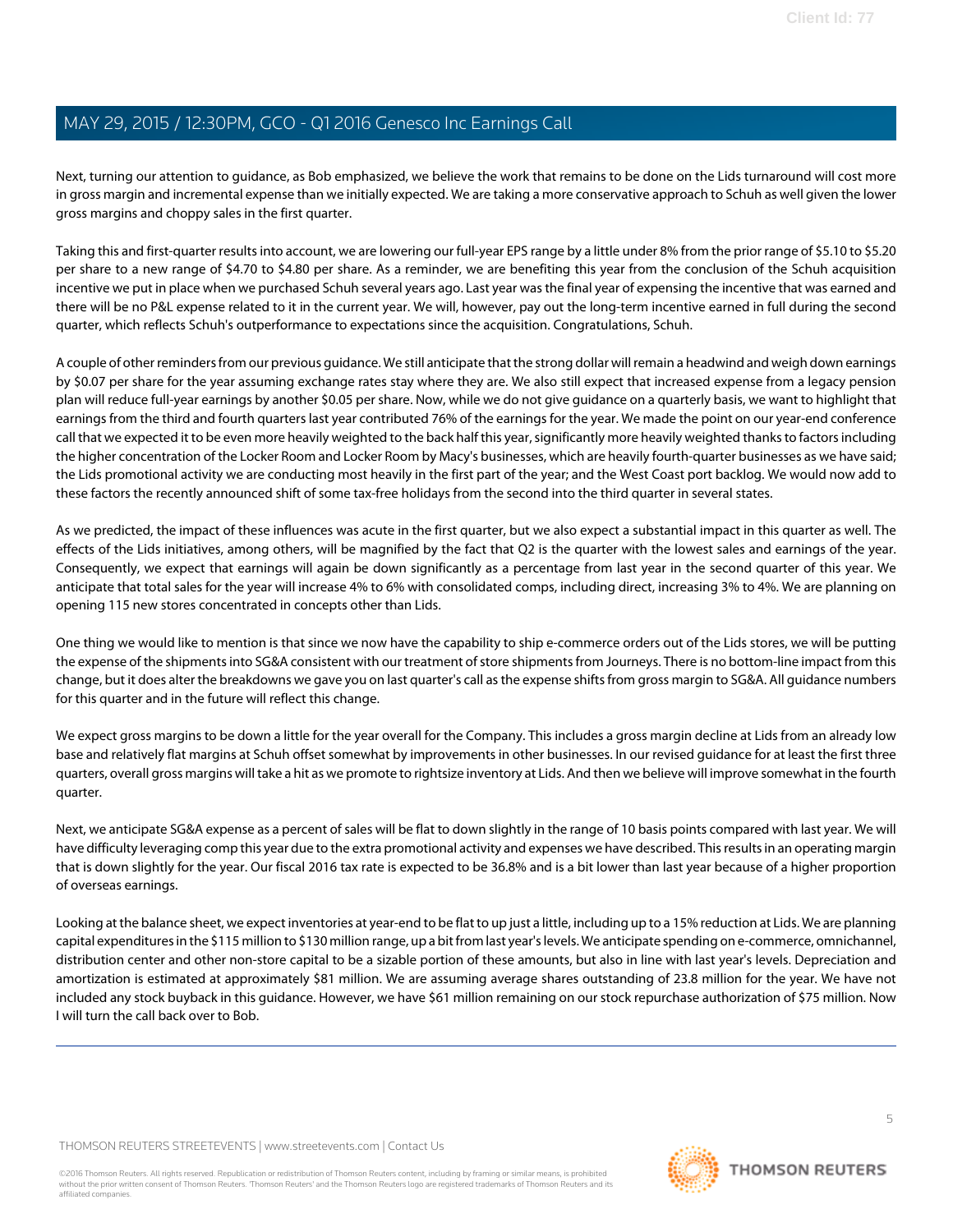Next, turning our attention to guidance, as Bob emphasized, we believe the work that remains to be done on the Lids turnaround will cost more in gross margin and incremental expense than we initially expected. We are taking a more conservative approach to Schuh as well given the lower gross margins and choppy sales in the first quarter.

Taking this and first-quarter results into account, we are lowering our full-year EPS range by a little under 8% from the prior range of $5.10 to $5.20 per share to a new range of $4.70 to $4.80 per share. As a reminder, we are benefiting this year from the conclusion of the Schuh acquisition incentive we put in place when we purchased Schuh several years ago. Last year was the final year of expensing the incentive that was earned and there will be no P&L expense related to it in the current year. We will, however, pay out the long-term incentive earned in full during the second quarter, which reflects Schuh's outperformance to expectations since the acquisition. Congratulations, Schuh.

A couple of other reminders from our previous guidance. We still anticipate that the strong dollar will remain a headwind and weigh down earnings by $0.07 per share for the year assuming exchange rates stay where they are. We also still expect that increased expense from a legacy pension plan will reduce full-year earnings by another $0.05 per share. Now, while we do not give guidance on a quarterly basis, we want to highlight that earnings from the third and fourth quarters last year contributed 76% of the earnings for the year. We made the point on our year-end conference call that we expected it to be even more heavily weighted to the back half this year, significantly more heavily weighted thanks to factors including the higher concentration of the Locker Room and Locker Room by Macy's businesses, which are heavily fourth-quarter businesses as we have said; the Lids promotional activity we are conducting most heavily in the first part of the year; and the West Coast port backlog. We would now add to these factors the recently announced shift of some tax-free holidays from the second into the third quarter in several states.

As we predicted, the impact of these influences was acute in the first quarter, but we also expect a substantial impact in this quarter as well. The effects of the Lids initiatives, among others, will be magnified by the fact that Q2 is the quarter with the lowest sales and earnings of the year. Consequently, we expect that earnings will again be down significantly as a percentage from last year in the second quarter of this year. We anticipate that total sales for the year will increase 4% to 6% with consolidated comps, including direct, increasing 3% to 4%. We are planning on opening 115 new stores concentrated in concepts other than Lids.

One thing we would like to mention is that since we now have the capability to ship e-commerce orders out of the Lids stores, we will be putting the expense of the shipments into SG&A consistent with our treatment of store shipments from Journeys. There is no bottom-line impact from this change, but it does alter the breakdowns we gave you on last quarter's call as the expense shifts from gross margin to SG&A. All guidance numbers for this quarter and in the future will reflect this change.

We expect gross margins to be down a little for the year overall for the Company. This includes a gross margin decline at Lids from an already low base and relatively flat margins at Schuh offset somewhat by improvements in other businesses. In our revised guidance for at least the first three quarters, overall gross margins will take a hit as we promote to rightsize inventory at Lids. And then we believe will improve somewhat in the fourth quarter.

Next, we anticipate SG&A expense as a percent of sales will be flat to down slightly in the range of 10 basis points compared with last year. We will have difficulty leveraging comp this year due to the extra promotional activity and expenses we have described. This results in an operating margin that is down slightly for the year. Our fiscal 2016 tax rate is expected to be 36.8% and is a bit lower than last year because of a higher proportion of overseas earnings.

Looking at the balance sheet, we expect inventories at year-end to be flat to up just a little, including up to a 15% reduction at Lids. We are planning capital expenditures in the $115 million to $130 million range, up a bit from last year's levels. We anticipate spending on e-commerce, omnichannel, distribution center and other non-store capital to be a sizable portion of these amounts, but also in line with last year's levels. Depreciation and amortization is estimated at approximately $81 million. We are assuming average shares outstanding of 23.8 million for the year. We have not included any stock buyback in this guidance. However, we have $61 million remaining on our stock repurchase authorization of $75 million. Now I will turn the call back over to Bob.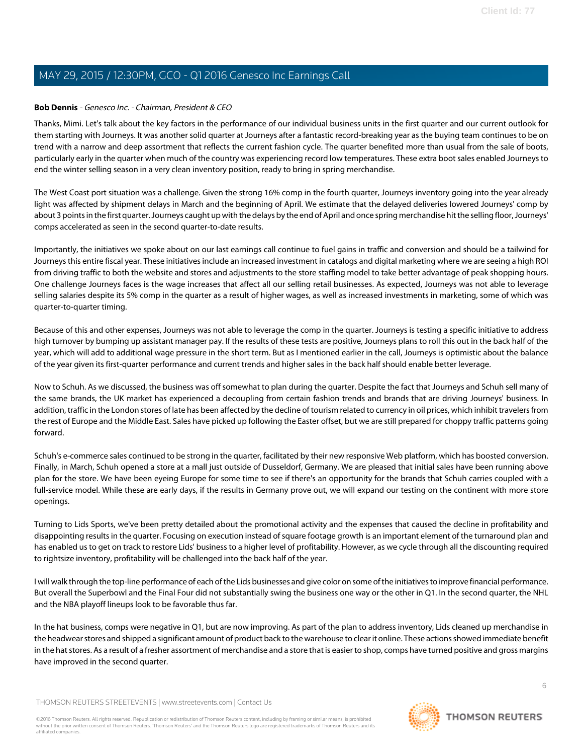**Bob Dennis** - *Genesco Inc. - Chairman, President & CEO*

Thanks, Mimi. Let's talk about the key factors in the performance of our individual business units in the first quarter and our current outlook for them starting with Journeys. It was another solid quarter at Journeys after a fantastic record-breaking year as the buying team continues to be on trend with a narrow and deep assortment that reflects the current fashion cycle. The quarter benefited more than usual from the sale of boots, particularly early in the quarter when much of the country was experiencing record low temperatures. These extra boot sales enabled Journeys to end the winter selling season in a very clean inventory position, ready to bring in spring merchandise.

The West Coast port situation was a challenge. Given the strong 16% comp in the fourth quarter, Journeys inventory going into the year already light was affected by shipment delays in March and the beginning of April. We estimate that the delayed deliveries lowered Journeys' comp by about 3 points in the first quarter. Journeys caught up with the delays by the end of April and once spring merchandise hit the selling floor, Journeys' comps accelerated as seen in the second quarter-to-date results.

Importantly, the initiatives we spoke about on our last earnings call continue to fuel gains in traffic and conversion and should be a tailwind for Journeys this entire fiscal year. These initiatives include an increased investment in catalogs and digital marketing where we are seeing a high ROI from driving traffic to both the website and stores and adjustments to the store staffing model to take better advantage of peak shopping hours. One challenge Journeys faces is the wage increases that affect all our selling retail businesses. As expected, Journeys was not able to leverage selling salaries despite its 5% comp in the quarter as a result of higher wages, as well as increased investments in marketing, some of which was quarter-to-quarter timing.

Because of this and other expenses, Journeys was not able to leverage the comp in the quarter. Journeys is testing a specific initiative to address high turnover by bumping up assistant manager pay. If the results of these tests are positive, Journeys plans to roll this out in the back half of the year, which will add to additional wage pressure in the short term. But as I mentioned earlier in the call, Journeys is optimistic about the balance of the year given its first-quarter performance and current trends and higher sales in the back half should enable better leverage.

Now to Schuh. As we discussed, the business was off somewhat to plan during the quarter. Despite the fact that Journeys and Schuh sell many of the same brands, the UK market has experienced a decoupling from certain fashion trends and brands that are driving Journeys' business. In addition, traffic in the London stores of late has been affected by the decline of tourism related to currency in oil prices, which inhibit travelers from the rest of Europe and the Middle East. Sales have picked up following the Easter offset, but we are still prepared for choppy traffic patterns going forward.

Schuh's e-commerce sales continued to be strong in the quarter, facilitated by their new responsive Web platform, which has boosted conversion. Finally, in March, Schuh opened a store at a mall just outside of Dusseldorf, Germany. We are pleased that initial sales have been running above plan for the store. We have been eyeing Europe for some time to see if there's an opportunity for the brands that Schuh carries coupled with a full-service model. While these are early days, if the results in Germany prove out, we will expand our testing on the continent with more store openings.

Turning to Lids Sports, we've been pretty detailed about the promotional activity and the expenses that caused the decline in profitability and disappointing results in the quarter. Focusing on execution instead of square footage growth is an important element of the turnaround plan and has enabled us to get on track to restore Lids' business to a higher level of profitability. However, as we cycle through all the discounting required to rightsize inventory, profitability will be challenged into the back half of the year.

I will walk through the top-line performance of each of the Lids businesses and give color on some of the initiatives to improve financial performance. But overall the Superbowl and the Final Four did not substantially swing the business one way or the other in Q1. In the second quarter, the NHL and the NBA playoff lineups look to be favorable thus far.

In the hat business, comps were negative in Q1, but are now improving. As part of the plan to address inventory, Lids cleaned up merchandise in the headwear stores and shipped a significant amount of product back to the warehouse to clear it online. These actions showed immediate benefit in the hat stores. As a result of a fresher assortment of merchandise and a store that is easier to shop, comps have turned positive and gross margins have improved in the second quarter.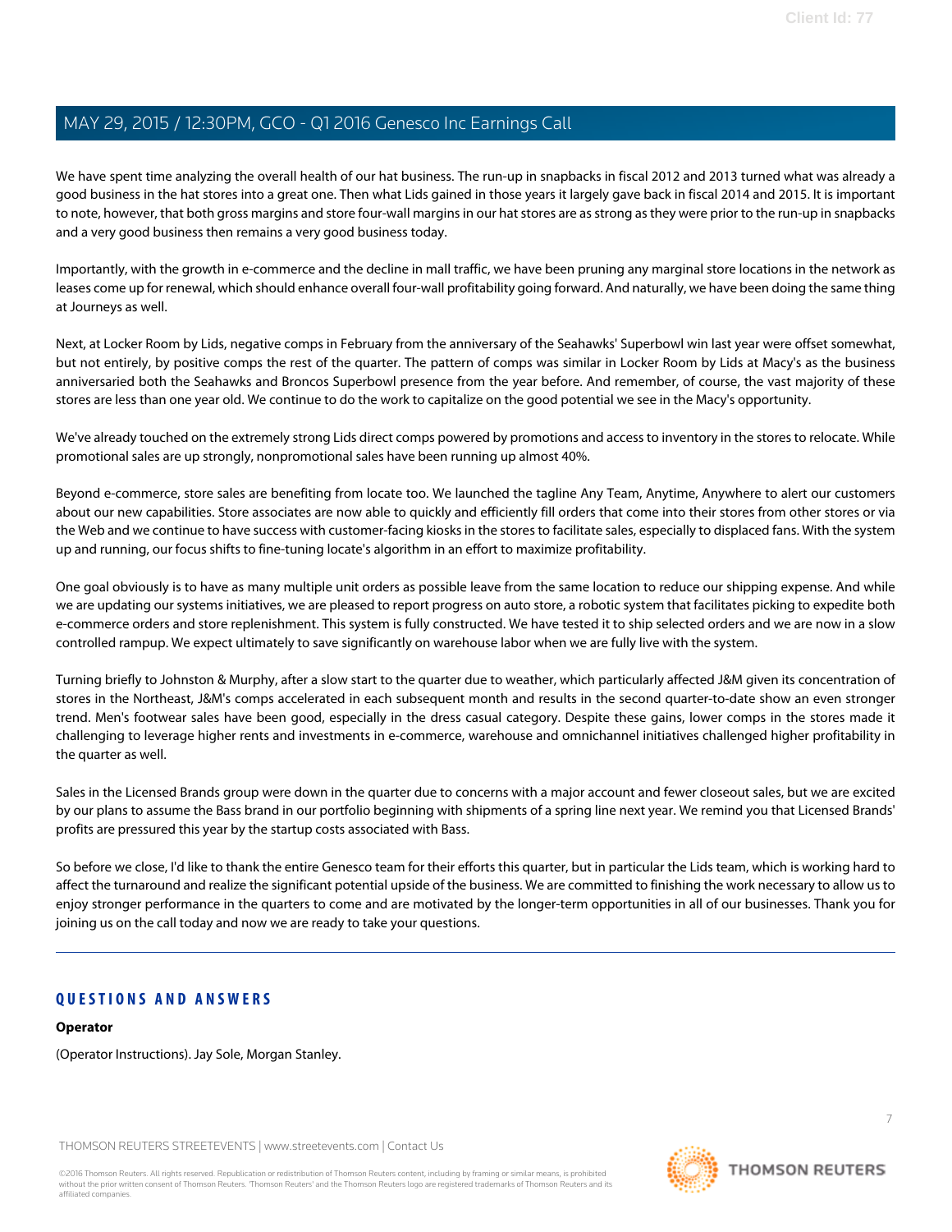We have spent time analyzing the overall health of our hat business. The run-up in snapbacks in fiscal 2012 and 2013 turned what was already a good business in the hat stores into a great one. Then what Lids gained in those years it largely gave back in fiscal 2014 and 2015. It is important to note, however, that both gross margins and store four-wall margins in our hat stores are as strong as they were prior to the run-up in snapbacks and a very good business then remains a very good business today.

Importantly, with the growth in e-commerce and the decline in mall traffic, we have been pruning any marginal store locations in the network as leases come up for renewal, which should enhance overall four-wall profitability going forward. And naturally, we have been doing the same thing at Journeys as well.

Next, at Locker Room by Lids, negative comps in February from the anniversary of the Seahawks' Superbowl win last year were offset somewhat, but not entirely, by positive comps the rest of the quarter. The pattern of comps was similar in Locker Room by Lids at Macy's as the business anniversaried both the Seahawks and Broncos Superbowl presence from the year before. And remember, of course, the vast majority of these stores are less than one year old. We continue to do the work to capitalize on the good potential we see in the Macy's opportunity.

We've already touched on the extremely strong Lids direct comps powered by promotions and access to inventory in the stores to relocate. While promotional sales are up strongly, nonpromotional sales have been running up almost 40%.

Beyond e-commerce, store sales are benefiting from locate too. We launched the tagline Any Team, Anytime, Anywhere to alert our customers about our new capabilities. Store associates are now able to quickly and efficiently fill orders that come into their stores from other stores or via the Web and we continue to have success with customer-facing kiosks in the stores to facilitate sales, especially to displaced fans. With the system up and running, our focus shifts to fine-tuning locate's algorithm in an effort to maximize profitability.

One goal obviously is to have as many multiple unit orders as possible leave from the same location to reduce our shipping expense. And while we are updating our systems initiatives, we are pleased to report progress on auto store, a robotic system that facilitates picking to expedite both e-commerce orders and store replenishment. This system is fully constructed. We have tested it to ship selected orders and we are now in a slow controlled rampup. We expect ultimately to save significantly on warehouse labor when we are fully live with the system.

Turning briefly to Johnston & Murphy, after a slow start to the quarter due to weather, which particularly affected J&M given its concentration of stores in the Northeast, J&M's comps accelerated in each subsequent month and results in the second quarter-to-date show an even stronger trend. Men's footwear sales have been good, especially in the dress casual category. Despite these gains, lower comps in the stores made it challenging to leverage higher rents and investments in e-commerce, warehouse and omnichannel initiatives challenged higher profitability in the quarter as well.

Sales in the Licensed Brands group were down in the quarter due to concerns with a major account and fewer closeout sales, but we are excited by our plans to assume the Bass brand in our portfolio beginning with shipments of a spring line next year. We remind you that Licensed Brands' profits are pressured this year by the startup costs associated with Bass.

So before we close, I'd like to thank the entire Genesco team for their efforts this quarter, but in particular the Lids team, which is working hard to affect the turnaround and realize the significant potential upside of the business. We are committed to finishing the work necessary to allow us to enjoy stronger performance in the quarters to come and are motivated by the longer-term opportunities in all of our businesses. Thank you for joining us on the call today and now we are ready to take your questions.

---

## QUESTIONS AND ANSWERS

**Operator**

(Operator Instructions). Jay Sole, Morgan Stanley.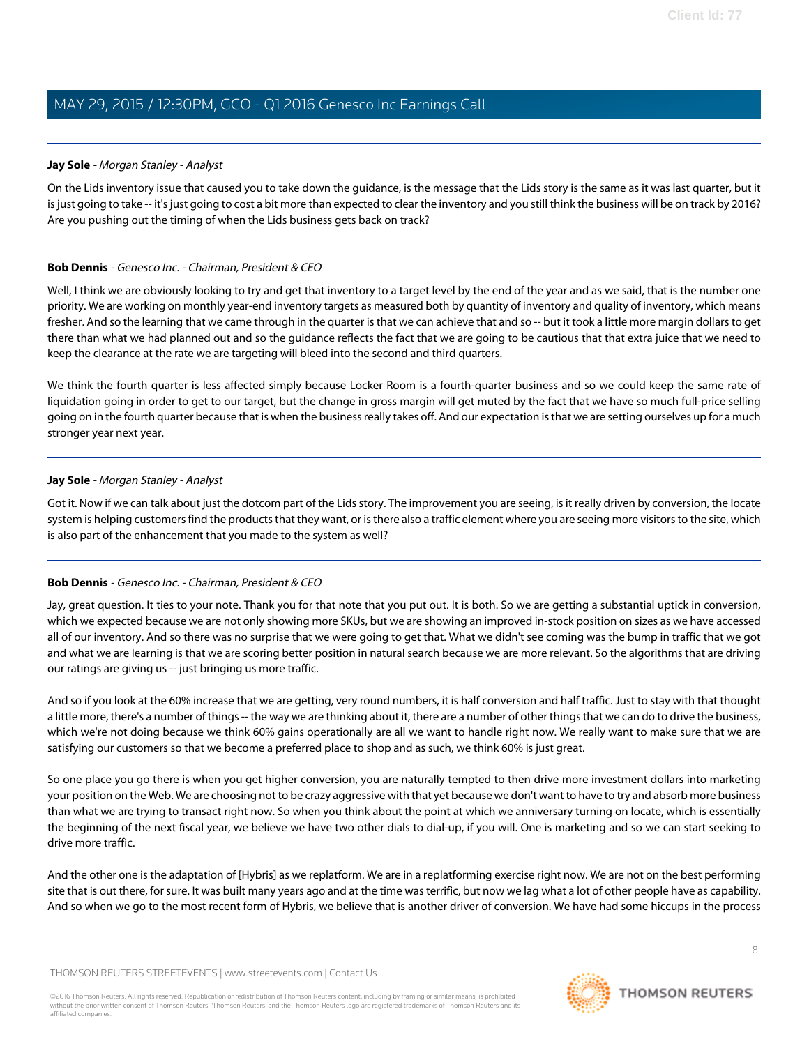**Jay Sole** - *Morgan Stanley - Analyst*

On the Lids inventory issue that caused you to take down the guidance, is the message that the Lids story is the same as it was last quarter, but it is just going to take -- it's just going to cost a bit more than expected to clear the inventory and you still think the business will be on track by 2016? Are you pushing out the timing of when the Lids business gets back on track?

---

**Bob Dennis** - *Genesco Inc. - Chairman, President & CEO*

Well, I think we are obviously looking to try and get that inventory to a target level by the end of the year and as we said, that is the number one priority. We are working on monthly year-end inventory targets as measured both by quantity of inventory and quality of inventory, which means fresher. And so the learning that we came through in the quarter is that we can achieve that and so -- but it took a little more margin dollars to get there than what we had planned out and so the guidance reflects the fact that we are going to be cautious that that extra juice that we need to keep the clearance at the rate we are targeting will bleed into the second and third quarters.

We think the fourth quarter is less affected simply because Locker Room is a fourth-quarter business and so we could keep the same rate of liquidation going in order to get to our target, but the change in gross margin will get muted by the fact that we have so much full-price selling going on in the fourth quarter because that is when the business really takes off. And our expectation is that we are setting ourselves up for a much stronger year next year.

---

**Jay Sole** - *Morgan Stanley - Analyst*

Got it. Now if we can talk about just the dotcom part of the Lids story. The improvement you are seeing, is it really driven by conversion, the locate system is helping customers find the products that they want, or is there also a traffic element where you are seeing more visitors to the site, which is also part of the enhancement that you made to the system as well?

---

**Bob Dennis** - *Genesco Inc. - Chairman, President & CEO*

Jay, great question. It ties to your note. Thank you for that note that you put out. It is both. So we are getting a substantial uptick in conversion, which we expected because we are not only showing more SKUs, but we are showing an improved in-stock position on sizes as we have accessed all of our inventory. And so there was no surprise that we were going to get that. What we didn't see coming was the bump in traffic that we got and what we are learning is that we are scoring better position in natural search because we are more relevant. So the algorithms that are driving our ratings are giving us -- just bringing us more traffic.

And so if you look at the 60% increase that we are getting, very round numbers, it is half conversion and half traffic. Just to stay with that thought a little more, there's a number of things -- the way we are thinking about it, there are a number of other things that we can do to drive the business, which we're not doing because we think 60% gains operationally are all we want to handle right now. We really want to make sure that we are satisfying our customers so that we become a preferred place to shop and as such, we think 60% is just great.

So one place you go there is when you get higher conversion, you are naturally tempted to then drive more investment dollars into marketing your position on the Web. We are choosing not to be crazy aggressive with that yet because we don't want to have to try and absorb more business than what we are trying to transact right now. So when you think about the point at which we anniversary turning on locate, which is essentially the beginning of the next fiscal year, we believe we have two other dials to dial-up, if you will. One is marketing and so we can start seeking to drive more traffic.

And the other one is the adaptation of [Hybris] as we replatform. We are in a replatforming exercise right now. We are not on the best performing site that is out there, for sure. It was built many years ago and at the time was terrific, but now we lag what a lot of other people have as capability. And so when we go to the most recent form of Hybris, we believe that is another driver of conversion. We have had some hiccups in the process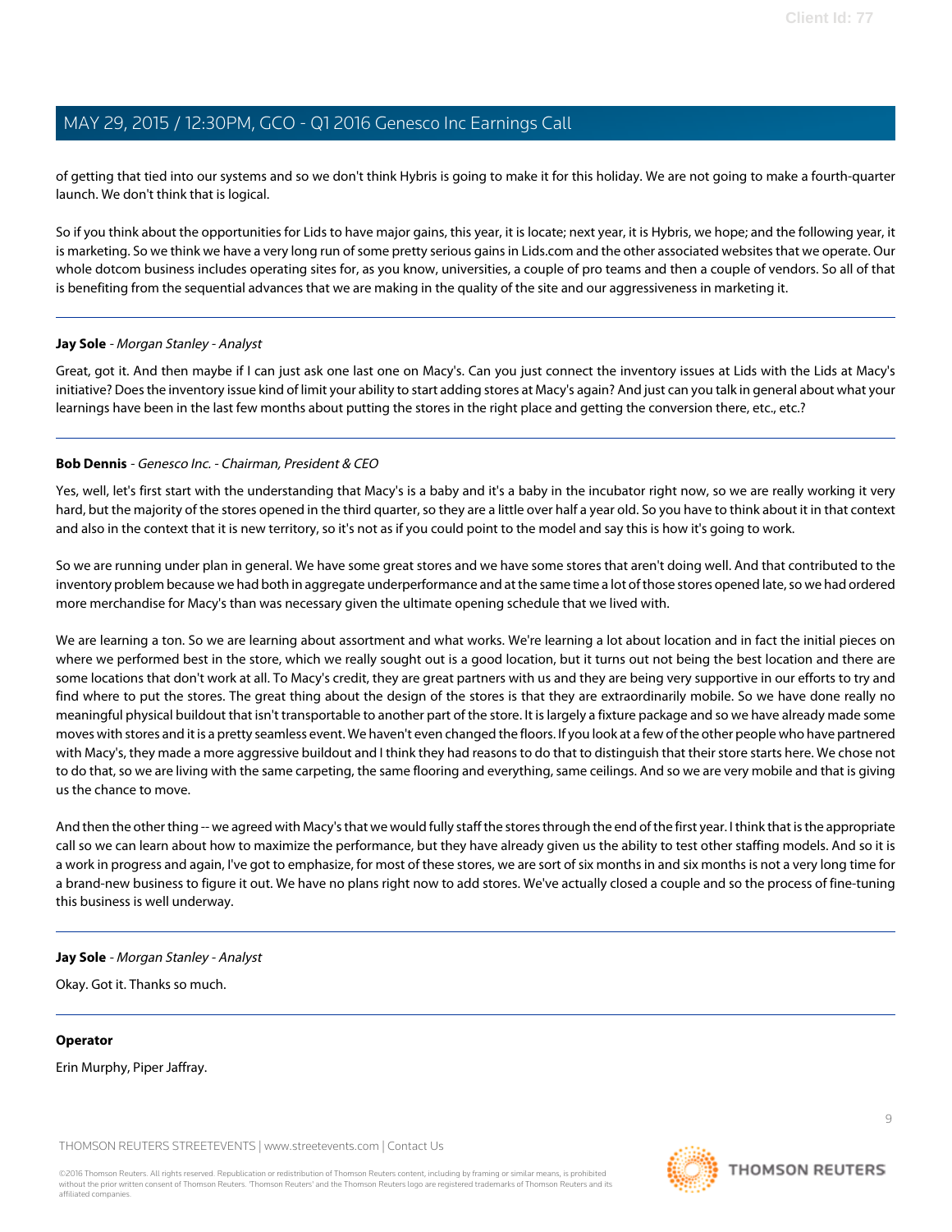of getting that tied into our systems and so we don't think Hybris is going to make it for this holiday. We are not going to make a fourth-quarter launch. We don't think that is logical.

So if you think about the opportunities for Lids to have major gains, this year, it is locate; next year, it is Hybris, we hope; and the following year, it is marketing. So we think we have a very long run of some pretty serious gains in Lids.com and the other associated websites that we operate. Our whole dotcom business includes operating sites for, as you know, universities, a couple of pro teams and then a couple of vendors. So all of that is benefiting from the sequential advances that we are making in the quality of the site and our aggressiveness in marketing it.

---

**Jay Sole** - *Morgan Stanley - Analyst*

Great, got it. And then maybe if I can just ask one last one on Macy's. Can you just connect the inventory issues at Lids with the Lids at Macy's initiative? Does the inventory issue kind of limit your ability to start adding stores at Macy's again? And just can you talk in general about what your learnings have been in the last few months about putting the stores in the right place and getting the conversion there, etc., etc.?

---

**Bob Dennis** - *Genesco Inc. - Chairman, President & CEO*

Yes, well, let's first start with the understanding that Macy's is a baby and it's a baby in the incubator right now, so we are really working it very hard, but the majority of the stores opened in the third quarter, so they are a little over half a year old. So you have to think about it in that context and also in the context that it is new territory, so it's not as if you could point to the model and say this is how it's going to work.

So we are running under plan in general. We have some great stores and we have some stores that aren't doing well. And that contributed to the inventory problem because we had both in aggregate underperformance and at the same time a lot of those stores opened late, so we had ordered more merchandise for Macy's than was necessary given the ultimate opening schedule that we lived with.

We are learning a ton. So we are learning about assortment and what works. We're learning a lot about location and in fact the initial pieces on where we performed best in the store, which we really sought out is a good location, but it turns out not being the best location and there are some locations that don't work at all. To Macy's credit, they are great partners with us and they are being very supportive in our efforts to try and find where to put the stores. The great thing about the design of the stores is that they are extraordinarily mobile. So we have done really no meaningful physical buildout that isn't transportable to another part of the store. It is largely a fixture package and so we have already made some moves with stores and it is a pretty seamless event. We haven't even changed the floors. If you look at a few of the other people who have partnered with Macy's, they made a more aggressive buildout and I think they had reasons to do that to distinguish that their store starts here. We chose not to do that, so we are living with the same carpeting, the same flooring and everything, same ceilings. And so we are very mobile and that is giving us the chance to move.

And then the other thing -- we agreed with Macy's that we would fully staff the stores through the end of the first year. I think that is the appropriate call so we can learn about how to maximize the performance, but they have already given us the ability to test other staffing models. And so it is a work in progress and again, I've got to emphasize, for most of these stores, we are sort of six months in and six months is not a very long time for a brand-new business to figure it out. We have no plans right now to add stores. We've actually closed a couple and so the process of fine-tuning this business is well underway.

---

**Jay Sole** - *Morgan Stanley - Analyst*

Okay. Got it. Thanks so much.

---

**Operator**

Erin Murphy, Piper Jaffray.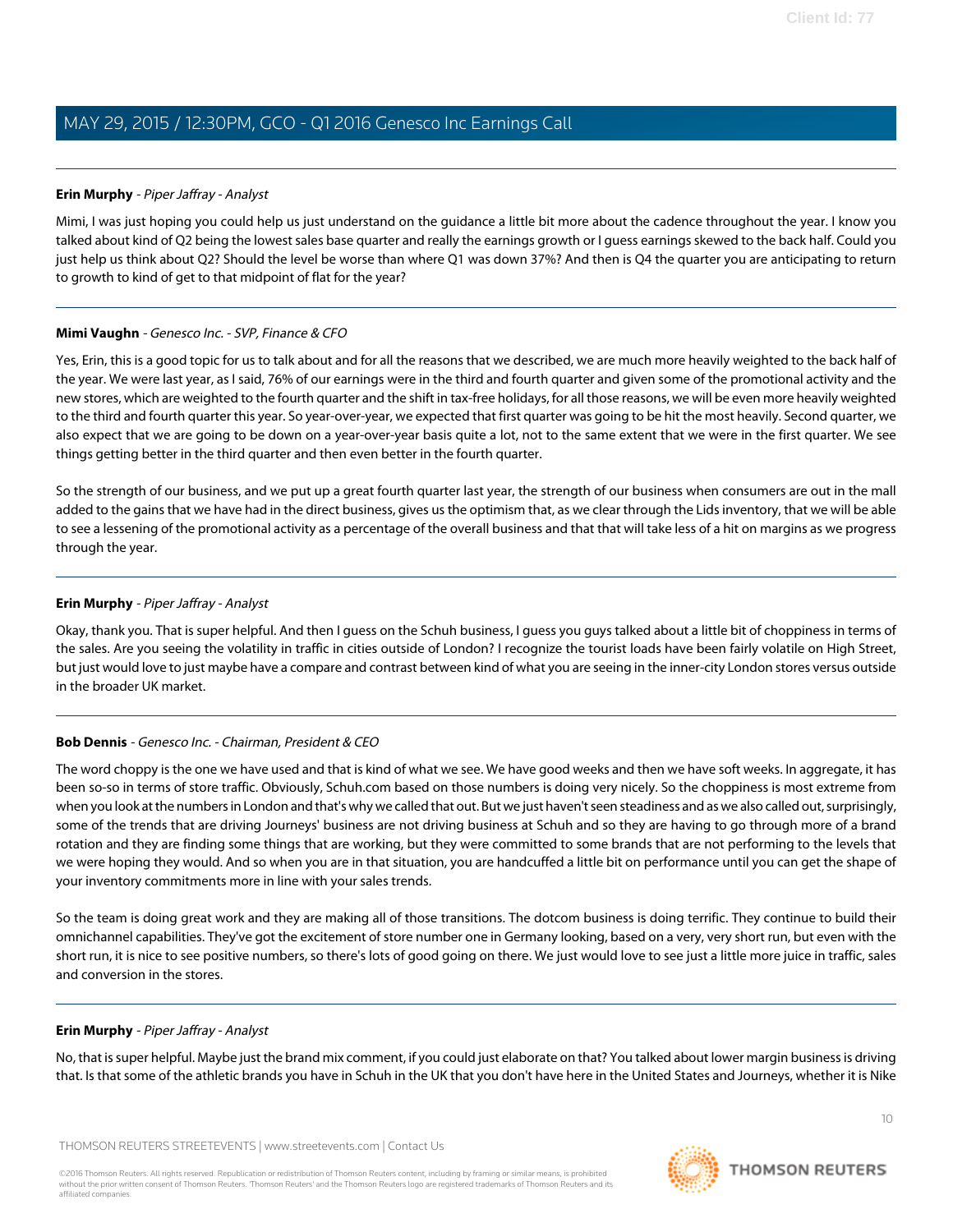**Erin Murphy** - *Piper Jaffray - Analyst*

Mimi, I was just hoping you could help us just understand on the guidance a little bit more about the cadence throughout the year. I know you talked about kind of Q2 being the lowest sales base quarter and really the earnings growth or I guess earnings skewed to the back half. Could you just help us think about Q2? Should the level be worse than where Q1 was down 37%? And then is Q4 the quarter you are anticipating to return to growth to kind of get to that midpoint of flat for the year?

---

**Mimi Vaughn** - *Genesco Inc. - SVP, Finance & CFO*

Yes, Erin, this is a good topic for us to talk about and for all the reasons that we described, we are much more heavily weighted to the back half of the year. We were last year, as I said, 76% of our earnings were in the third and fourth quarter and given some of the promotional activity and the new stores, which are weighted to the fourth quarter and the shift in tax-free holidays, for all those reasons, we will be even more heavily weighted to the third and fourth quarter this year. So year-over-year, we expected that first quarter was going to be hit the most heavily. Second quarter, we also expect that we are going to be down on a year-over-year basis quite a lot, not to the same extent that we were in the first quarter. We see things getting better in the third quarter and then even better in the fourth quarter.

So the strength of our business, and we put up a great fourth quarter last year, the strength of our business when consumers are out in the mall added to the gains that we have had in the direct business, gives us the optimism that, as we clear through the Lids inventory, that we will be able to see a lessening of the promotional activity as a percentage of the overall business and that that will take less of a hit on margins as we progress through the year.

---

**Erin Murphy** - *Piper Jaffray - Analyst*

Okay, thank you. That is super helpful. And then I guess on the Schuh business, I guess you guys talked about a little bit of choppiness in terms of the sales. Are you seeing the volatility in traffic in cities outside of London? I recognize the tourist loads have been fairly volatile on High Street, but just would love to just maybe have a compare and contrast between kind of what you are seeing in the inner-city London stores versus outside in the broader UK market.

---

**Bob Dennis** - *Genesco Inc. - Chairman, President & CEO*

The word choppy is the one we have used and that is kind of what we see. We have good weeks and then we have soft weeks. In aggregate, it has been so-so in terms of store traffic. Obviously, Schuh.com based on those numbers is doing very nicely. So the choppiness is most extreme from when you look at the numbers in London and that's why we called that out. But we just haven't seen steadiness and as we also called out, surprisingly, some of the trends that are driving Journeys' business are not driving business at Schuh and so they are having to go through more of a brand rotation and they are finding some things that are working, but they were committed to some brands that are not performing to the levels that we were hoping they would. And so when you are in that situation, you are handcuffed a little bit on performance until you can get the shape of your inventory commitments more in line with your sales trends.

So the team is doing great work and they are making all of those transitions. The dotcom business is doing terrific. They continue to build their omnichannel capabilities. They've got the excitement of store number one in Germany looking, based on a very, very short run, but even with the short run, it is nice to see positive numbers, so there's lots of good going on there. We just would love to see just a little more juice in traffic, sales and conversion in the stores.

---

**Erin Murphy** - *Piper Jaffray - Analyst*

No, that is super helpful. Maybe just the brand mix comment, if you could just elaborate on that? You talked about lower margin business is driving that. Is that some of the athletic brands you have in Schuh in the UK that you don't have here in the United States and Journeys, whether it is Nike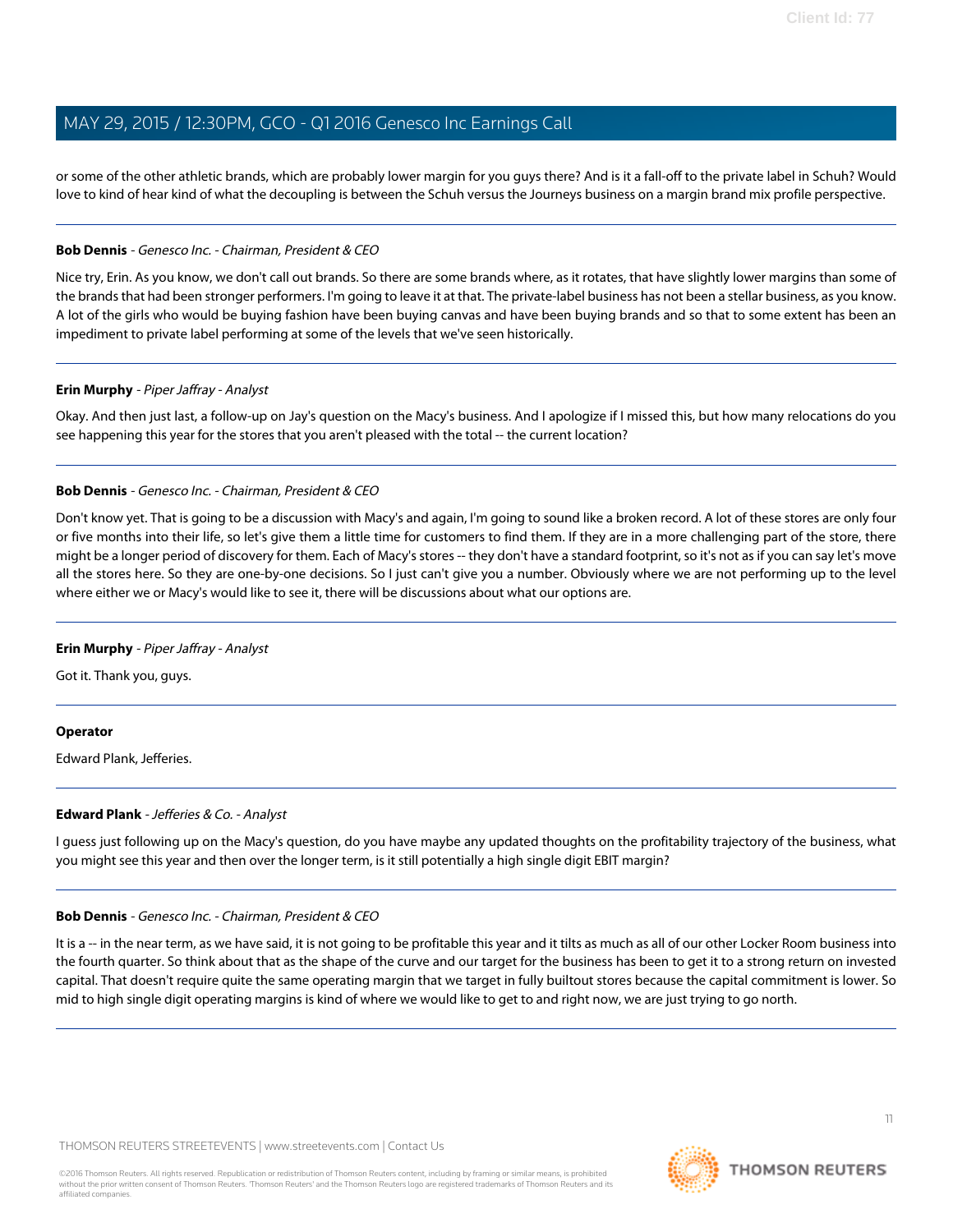or some of the other athletic brands, which are probably lower margin for you guys there? And is it a fall-off to the private label in Schuh? Would love to kind of hear kind of what the decoupling is between the Schuh versus the Journeys business on a margin brand mix profile perspective.

---

**Bob Dennis** - *Genesco Inc. - Chairman, President & CEO*

Nice try, Erin. As you know, we don't call out brands. So there are some brands where, as it rotates, that have slightly lower margins than some of the brands that had been stronger performers. I'm going to leave it at that. The private-label business has not been a stellar business, as you know. A lot of the girls who would be buying fashion have been buying canvas and have been buying brands and so that to some extent has been an impediment to private label performing at some of the levels that we've seen historically.

---

**Erin Murphy** - *Piper Jaffray - Analyst*

Okay. And then just last, a follow-up on Jay's question on the Macy's business. And I apologize if I missed this, but how many relocations do you see happening this year for the stores that you aren't pleased with the total -- the current location?

---

**Bob Dennis** - *Genesco Inc. - Chairman, President & CEO*

Don't know yet. That is going to be a discussion with Macy's and again, I'm going to sound like a broken record. A lot of these stores are only four or five months into their life, so let's give them a little time for customers to find them. If they are in a more challenging part of the store, there might be a longer period of discovery for them. Each of Macy's stores -- they don't have a standard footprint, so it's not as if you can say let's move all the stores here. So they are one-by-one decisions. So I just can't give you a number. Obviously where we are not performing up to the level where either we or Macy's would like to see it, there will be discussions about what our options are.

---

**Erin Murphy** - *Piper Jaffray - Analyst*

Got it. Thank you, guys.

---

**Operator**

Edward Plank, Jefferies.

---

**Edward Plank** - *Jefferies & Co. - Analyst*

I guess just following up on the Macy's question, do you have maybe any updated thoughts on the profitability trajectory of the business, what you might see this year and then over the longer term, is it still potentially a high single digit EBIT margin?

---

**Bob Dennis** - *Genesco Inc. - Chairman, President & CEO*

It is a -- in the near term, as we have said, it is not going to be profitable this year and it tilts as much as all of our other Locker Room business into the fourth quarter. So think about that as the shape of the curve and our target for the business has been to get it to a strong return on invested capital. That doesn't require quite the same operating margin that we target in fully builtout stores because the capital commitment is lower. So mid to high single digit operating margins is kind of where we would like to get to and right now, we are just trying to go north.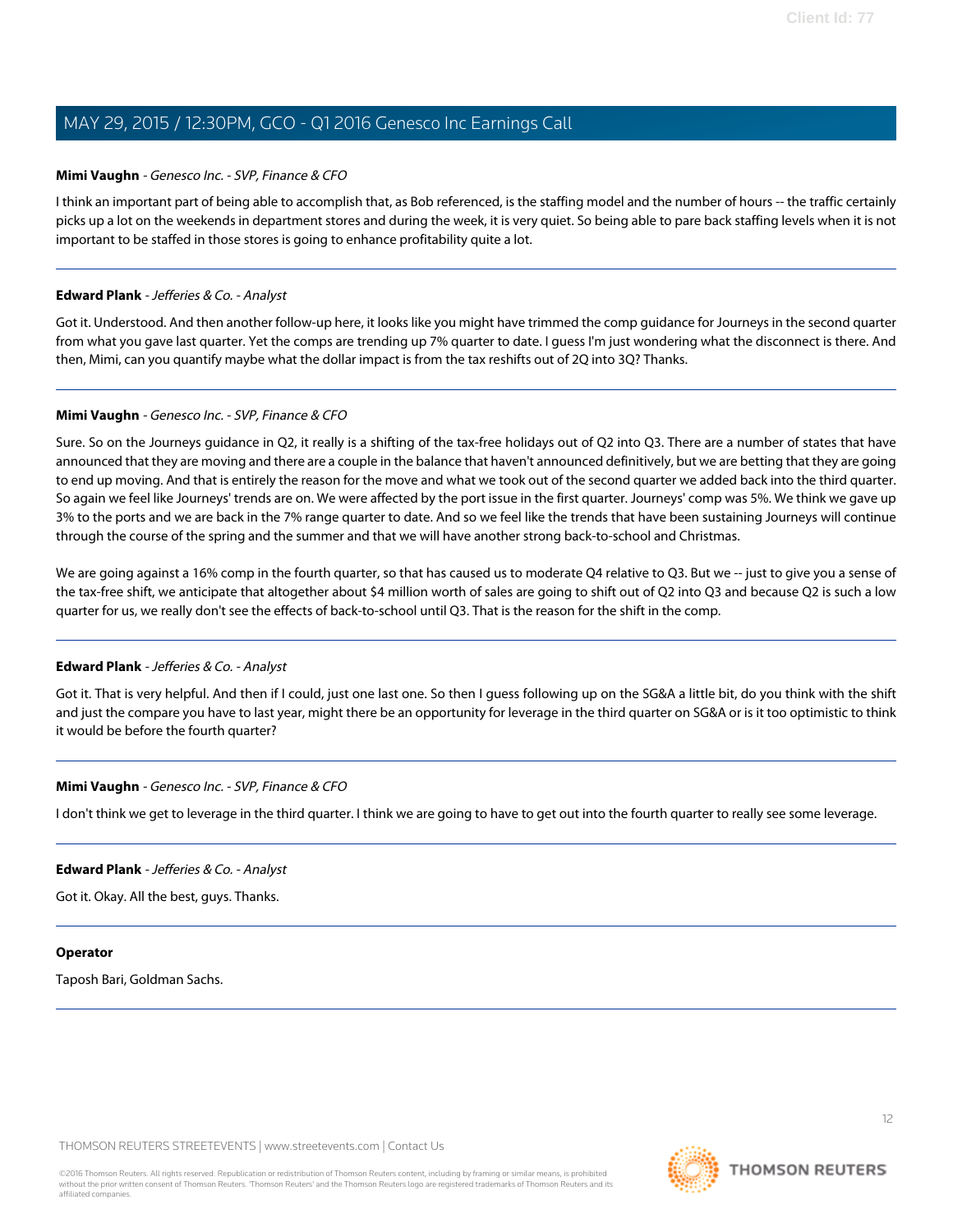**Mimi Vaughn** - *Genesco Inc. - SVP, Finance & CFO*

I think an important part of being able to accomplish that, as Bob referenced, is the staffing model and the number of hours -- the traffic certainly picks up a lot on the weekends in department stores and during the week, it is very quiet. So being able to pare back staffing levels when it is not important to be staffed in those stores is going to enhance profitability quite a lot.

---

**Edward Plank** - *Jefferies & Co. - Analyst*

Got it. Understood. And then another follow-up here, it looks like you might have trimmed the comp guidance for Journeys in the second quarter from what you gave last quarter. Yet the comps are trending up 7% quarter to date. I guess I'm just wondering what the disconnect is there. And then, Mimi, can you quantify maybe what the dollar impact is from the tax reshifts out of 2Q into 3Q? Thanks.

---

**Mimi Vaughn** - *Genesco Inc. - SVP, Finance & CFO*

Sure. So on the Journeys guidance in Q2, it really is a shifting of the tax-free holidays out of Q2 into Q3. There are a number of states that have announced that they are moving and there are a couple in the balance that haven't announced definitively, but we are betting that they are going to end up moving. And that is entirely the reason for the move and what we took out of the second quarter we added back into the third quarter. So again we feel like Journeys' trends are on. We were affected by the port issue in the first quarter. Journeys' comp was 5%. We think we gave up 3% to the ports and we are back in the 7% range quarter to date. And so we feel like the trends that have been sustaining Journeys will continue through the course of the spring and the summer and that we will have another strong back-to-school and Christmas.

We are going against a 16% comp in the fourth quarter, so that has caused us to moderate Q4 relative to Q3. But we -- just to give you a sense of the tax-free shift, we anticipate that altogether about $4 million worth of sales are going to shift out of Q2 into Q3 and because Q2 is such a low quarter for us, we really don't see the effects of back-to-school until Q3. That is the reason for the shift in the comp.

---

**Edward Plank** - *Jefferies & Co. - Analyst*

Got it. That is very helpful. And then if I could, just one last one. So then I guess following up on the SG&A a little bit, do you think with the shift and just the compare you have to last year, might there be an opportunity for leverage in the third quarter on SG&A or is it too optimistic to think it would be before the fourth quarter?

---

**Mimi Vaughn** - *Genesco Inc. - SVP, Finance & CFO*

I don't think we get to leverage in the third quarter. I think we are going to have to get out into the fourth quarter to really see some leverage.

---

**Edward Plank** - *Jefferies & Co. - Analyst*

Got it. Okay. All the best, guys. Thanks.

---

**Operator**

Taposh Bari, Goldman Sachs.

---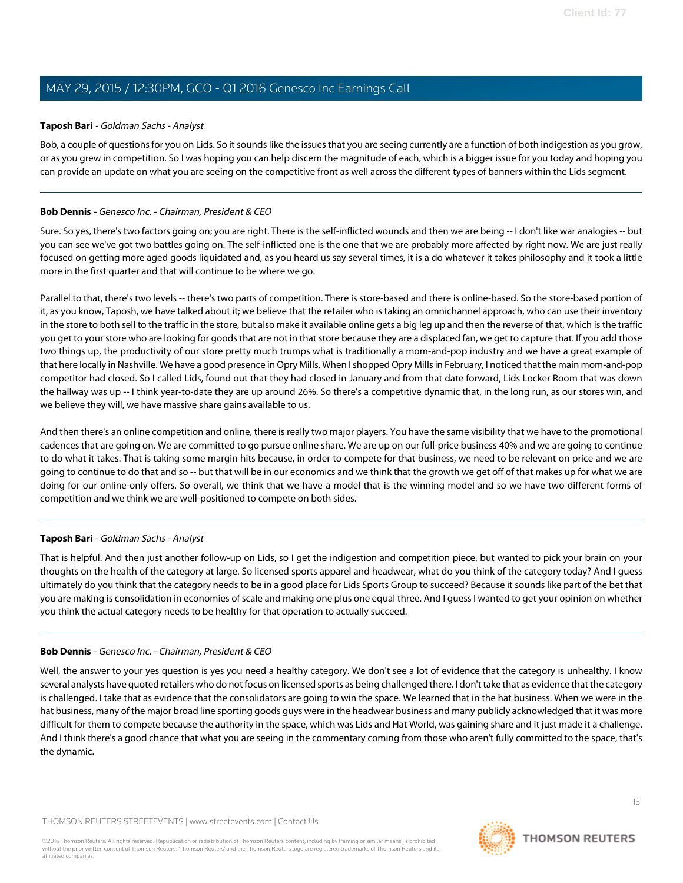**Taposh Bari** - *Goldman Sachs - Analyst*

Bob, a couple of questions for you on Lids. So it sounds like the issues that you are seeing currently are a function of both indigestion as you grow, or as you grew in competition. So I was hoping you can help discern the magnitude of each, which is a bigger issue for you today and hoping you can provide an update on what you are seeing on the competitive front as well across the different types of banners within the Lids segment.

---

**Bob Dennis** - *Genesco Inc. - Chairman, President & CEO*

Sure. So yes, there's two factors going on; you are right. There is the self-inflicted wounds and then we are being -- I don't like war analogies -- but you can see we've got two battles going on. The self-inflicted one is the one that we are probably more affected by right now. We are just really focused on getting more aged goods liquidated and, as you heard us say several times, it is a do whatever it takes philosophy and it took a little more in the first quarter and that will continue to be where we go.

Parallel to that, there's two levels -- there's two parts of competition. There is store-based and there is online-based. So the store-based portion of it, as you know, Taposh, we have talked about it; we believe that the retailer who is taking an omnichannel approach, who can use their inventory in the store to both sell to the traffic in the store, but also make it available online gets a big leg up and then the reverse of that, which is the traffic you get to your store who are looking for goods that are not in that store because they are a displaced fan, we get to capture that. If you add those two things up, the productivity of our store pretty much trumps what is traditionally a mom-and-pop industry and we have a great example of that here locally in Nashville. We have a good presence in Opry Mills. When I shopped Opry Mills in February, I noticed that the main mom-and-pop competitor had closed. So I called Lids, found out that they had closed in January and from that date forward, Lids Locker Room that was down the hallway was up -- I think year-to-date they are up around 26%. So there's a competitive dynamic that, in the long run, as our stores win, and we believe they will, we have massive share gains available to us.

And then there's an online competition and online, there is really two major players. You have the same visibility that we have to the promotional cadences that are going on. We are committed to go pursue online share. We are up on our full-price business 40% and we are going to continue to do what it takes. That is taking some margin hits because, in order to compete for that business, we need to be relevant on price and we are going to continue to do that and so -- but that will be in our economics and we think that the growth we get off of that makes up for what we are doing for our online-only offers. So overall, we think that we have a model that is the winning model and so we have two different forms of competition and we think we are well-positioned to compete on both sides.

---

**Taposh Bari** - *Goldman Sachs - Analyst*

That is helpful. And then just another follow-up on Lids, so I get the indigestion and competition piece, but wanted to pick your brain on your thoughts on the health of the category at large. So licensed sports apparel and headwear, what do you think of the category today? And I guess ultimately do you think that the category needs to be in a good place for Lids Sports Group to succeed? Because it sounds like part of the bet that you are making is consolidation in economies of scale and making one plus one equal three. And I guess I wanted to get your opinion on whether you think the actual category needs to be healthy for that operation to actually succeed.

---

**Bob Dennis** - *Genesco Inc. - Chairman, President & CEO*

Well, the answer to your yes question is yes you need a healthy category. We don't see a lot of evidence that the category is unhealthy. I know several analysts have quoted retailers who do not focus on licensed sports as being challenged there. I don't take that as evidence that the category is challenged. I take that as evidence that the consolidators are going to win the space. We learned that in the hat business. When we were in the hat business, many of the major broad line sporting goods guys were in the headwear business and many publicly acknowledged that it was more difficult for them to compete because the authority in the space, which was Lids and Hat World, was gaining share and it just made it a challenge. And I think there's a good chance that what you are seeing in the commentary coming from those who aren't fully committed to the space, that's the dynamic.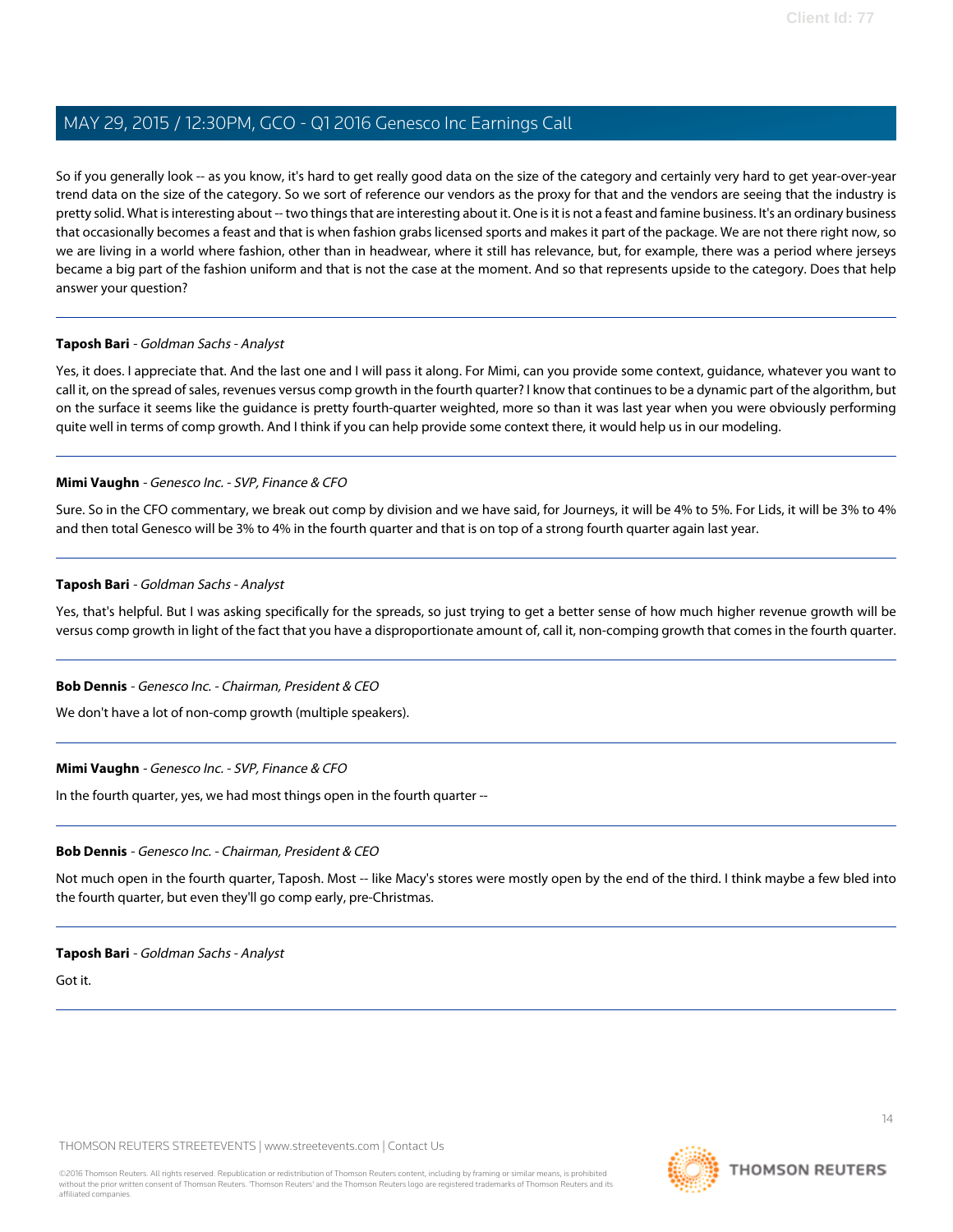So if you generally look -- as you know, it's hard to get really good data on the size of the category and certainly very hard to get year-over-year trend data on the size of the category. So we sort of reference our vendors as the proxy for that and the vendors are seeing that the industry is pretty solid. What is interesting about -- two things that are interesting about it. One is it is not a feast and famine business. It's an ordinary business that occasionally becomes a feast and that is when fashion grabs licensed sports and makes it part of the package. We are not there right now, so we are living in a world where fashion, other than in headwear, where it still has relevance, but, for example, there was a period where jerseys became a big part of the fashion uniform and that is not the case at the moment. And so that represents upside to the category. Does that help answer your question?

---

**Taposh Bari** - *Goldman Sachs - Analyst*

Yes, it does. I appreciate that. And the last one and I will pass it along. For Mimi, can you provide some context, guidance, whatever you want to call it, on the spread of sales, revenues versus comp growth in the fourth quarter? I know that continues to be a dynamic part of the algorithm, but on the surface it seems like the guidance is pretty fourth-quarter weighted, more so than it was last year when you were obviously performing quite well in terms of comp growth. And I think if you can help provide some context there, it would help us in our modeling.

---

**Mimi Vaughn** - *Genesco Inc. - SVP, Finance & CFO*

Sure. So in the CFO commentary, we break out comp by division and we have said, for Journeys, it will be 4% to 5%. For Lids, it will be 3% to 4% and then total Genesco will be 3% to 4% in the fourth quarter and that is on top of a strong fourth quarter again last year.

---

**Taposh Bari** - *Goldman Sachs - Analyst*

Yes, that's helpful. But I was asking specifically for the spreads, so just trying to get a better sense of how much higher revenue growth will be versus comp growth in light of the fact that you have a disproportionate amount of, call it, non-comping growth that comes in the fourth quarter.

---

**Bob Dennis** - *Genesco Inc. - Chairman, President & CEO*

We don't have a lot of non-comp growth (multiple speakers).

---

**Mimi Vaughn** - *Genesco Inc. - SVP, Finance & CFO*

In the fourth quarter, yes, we had most things open in the fourth quarter --

---

**Bob Dennis** - *Genesco Inc. - Chairman, President & CEO*

Not much open in the fourth quarter, Taposh. Most -- like Macy's stores were mostly open by the end of the third. I think maybe a few bled into the fourth quarter, but even they'll go comp early, pre-Christmas.

---

**Taposh Bari** - *Goldman Sachs - Analyst*

Got it.

---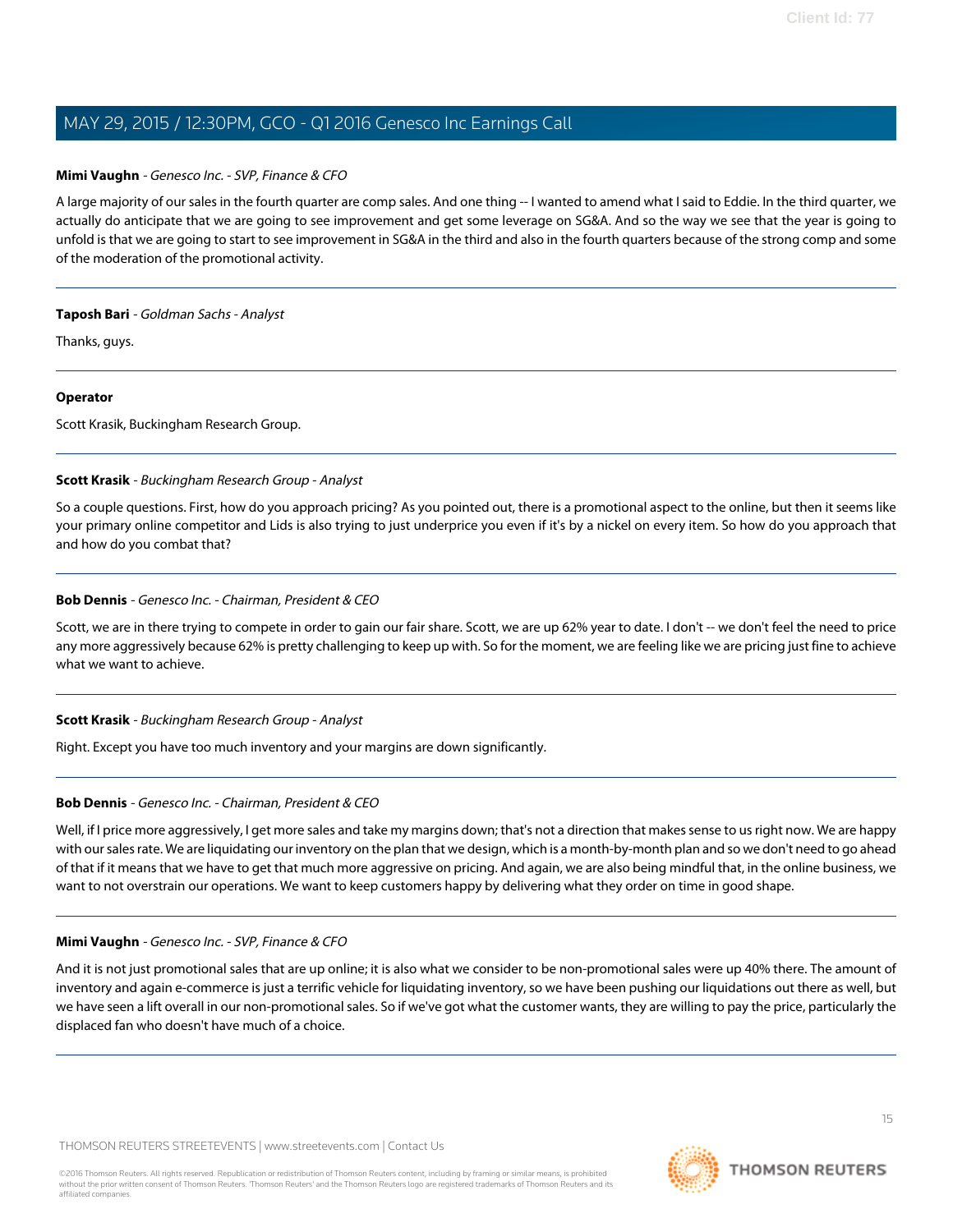**Mimi Vaughn** - *Genesco Inc. - SVP, Finance & CFO*

A large majority of our sales in the fourth quarter are comp sales. And one thing -- I wanted to amend what I said to Eddie. In the third quarter, we actually do anticipate that we are going to see improvement and get some leverage on SG&A. And so the way we see that the year is going to unfold is that we are going to start to see improvement in SG&A in the third and also in the fourth quarters because of the strong comp and some of the moderation of the promotional activity.

---

**Taposh Bari** - *Goldman Sachs - Analyst*

Thanks, guys.

---

**Operator**

Scott Krasik, Buckingham Research Group.

---

**Scott Krasik** - *Buckingham Research Group - Analyst*

So a couple questions. First, how do you approach pricing? As you pointed out, there is a promotional aspect to the online, but then it seems like your primary online competitor and Lids is also trying to just underprice you even if it's by a nickel on every item. So how do you approach that and how do you combat that?

---

**Bob Dennis** - *Genesco Inc. - Chairman, President & CEO*

Scott, we are in there trying to compete in order to gain our fair share. Scott, we are up 62% year to date. I don't -- we don't feel the need to price any more aggressively because 62% is pretty challenging to keep up with. So for the moment, we are feeling like we are pricing just fine to achieve what we want to achieve.

---

**Scott Krasik** - *Buckingham Research Group - Analyst*

Right. Except you have too much inventory and your margins are down significantly.

---

**Bob Dennis** - *Genesco Inc. - Chairman, President & CEO*

Well, if I price more aggressively, I get more sales and take my margins down; that's not a direction that makes sense to us right now. We are happy with our sales rate. We are liquidating our inventory on the plan that we design, which is a month-by-month plan and so we don't need to go ahead of that if it means that we have to get that much more aggressive on pricing. And again, we are also being mindful that, in the online business, we want to not overstrain our operations. We want to keep customers happy by delivering what they order on time in good shape.

---

**Mimi Vaughn** - *Genesco Inc. - SVP, Finance & CFO*

And it is not just promotional sales that are up online; it is also what we consider to be non-promotional sales were up 40% there. The amount of inventory and again e-commerce is just a terrific vehicle for liquidating inventory, so we have been pushing our liquidations out there as well, but we have seen a lift overall in our non-promotional sales. So if we've got what the customer wants, they are willing to pay the price, particularly the displaced fan who doesn't have much of a choice.

---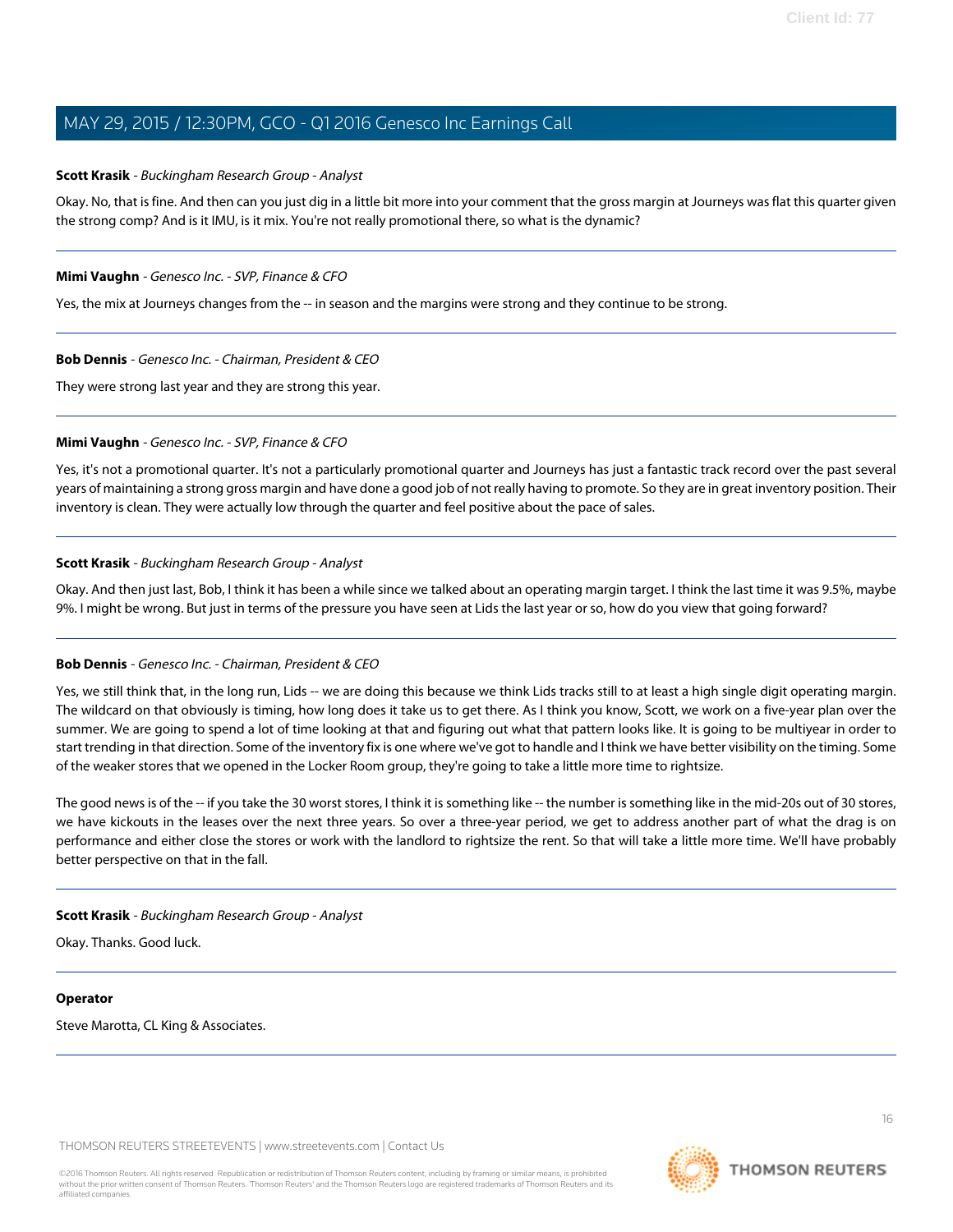**Scott Krasik** - *Buckingham Research Group - Analyst*

Okay. No, that is fine. And then can you just dig in a little bit more into your comment that the gross margin at Journeys was flat this quarter given the strong comp? And is it IMU, is it mix. You're not really promotional there, so what is the dynamic?

---

**Mimi Vaughn** - *Genesco Inc. - SVP, Finance & CFO*

Yes, the mix at Journeys changes from the -- in season and the margins were strong and they continue to be strong.

---

**Bob Dennis** - *Genesco Inc. - Chairman, President & CEO*

They were strong last year and they are strong this year.

---

**Mimi Vaughn** - *Genesco Inc. - SVP, Finance & CFO*

Yes, it's not a promotional quarter. It's not a particularly promotional quarter and Journeys has just a fantastic track record over the past several years of maintaining a strong gross margin and have done a good job of not really having to promote. So they are in great inventory position. Their inventory is clean. They were actually low through the quarter and feel positive about the pace of sales.

---

**Scott Krasik** - *Buckingham Research Group - Analyst*

Okay. And then just last, Bob, I think it has been a while since we talked about an operating margin target. I think the last time it was 9.5%, maybe 9%. I might be wrong. But just in terms of the pressure you have seen at Lids the last year or so, how do you view that going forward?

---

**Bob Dennis** - *Genesco Inc. - Chairman, President & CEO*

Yes, we still think that, in the long run, Lids -- we are doing this because we think Lids tracks still to at least a high single digit operating margin. The wildcard on that obviously is timing, how long does it take us to get there. As I think you know, Scott, we work on a five-year plan over the summer. We are going to spend a lot of time looking at that and figuring out what that pattern looks like. It is going to be multiyear in order to start trending in that direction. Some of the inventory fix is one where we've got to handle and I think we have better visibility on the timing. Some of the weaker stores that we opened in the Locker Room group, they're going to take a little more time to rightsize.

The good news is of the -- if you take the 30 worst stores, I think it is something like -- the number is something like in the mid-20s out of 30 stores, we have kickouts in the leases over the next three years. So over a three-year period, we get to address another part of what the drag is on performance and either close the stores or work with the landlord to rightsize the rent. So that will take a little more time. We'll have probably better perspective on that in the fall.

---

**Scott Krasik** - *Buckingham Research Group - Analyst*

Okay. Thanks. Good luck.

---

**Operator**

Steve Marotta, CL King & Associates.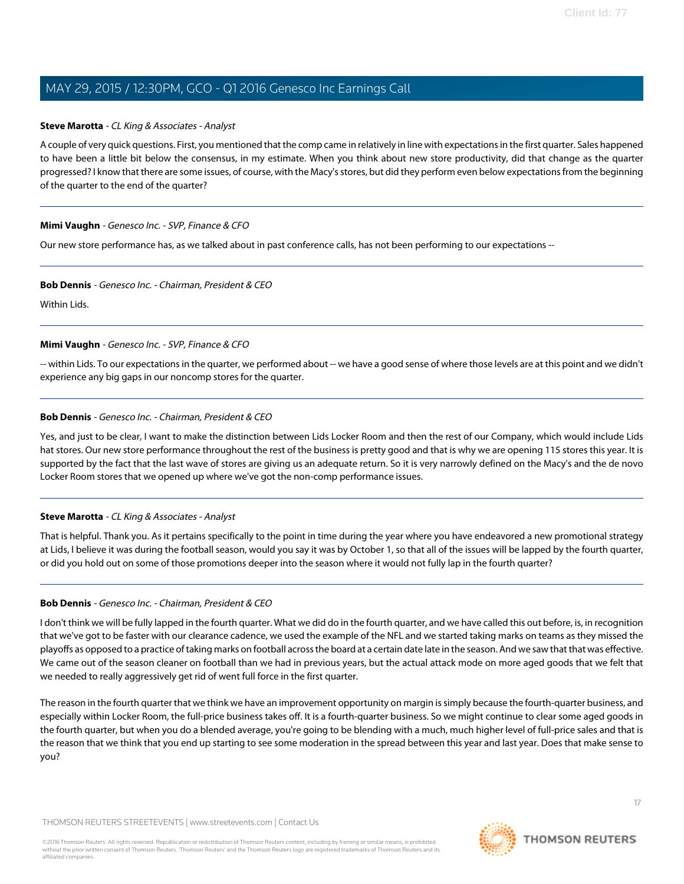**Steve Marotta** - *CL King & Associates - Analyst*

A couple of very quick questions. First, you mentioned that the comp came in relatively in line with expectations in the first quarter. Sales happened to have been a little bit below the consensus, in my estimate. When you think about new store productivity, did that change as the quarter progressed? I know that there are some issues, of course, with the Macy's stores, but did they perform even below expectations from the beginning of the quarter to the end of the quarter?

---

**Mimi Vaughn** - *Genesco Inc. - SVP, Finance & CFO*

Our new store performance has, as we talked about in past conference calls, has not been performing to our expectations --

---

**Bob Dennis** - *Genesco Inc. - Chairman, President & CEO*

Within Lids.

---

**Mimi Vaughn** - *Genesco Inc. - SVP, Finance & CFO*

-- within Lids. To our expectations in the quarter, we performed about -- we have a good sense of where those levels are at this point and we didn't experience any big gaps in our noncomp stores for the quarter.

---

**Bob Dennis** - *Genesco Inc. - Chairman, President & CEO*

Yes, and just to be clear, I want to make the distinction between Lids Locker Room and then the rest of our Company, which would include Lids hat stores. Our new store performance throughout the rest of the business is pretty good and that is why we are opening 115 stores this year. It is supported by the fact that the last wave of stores are giving us an adequate return. So it is very narrowly defined on the Macy's and the de novo Locker Room stores that we opened up where we've got the non-comp performance issues.

---

**Steve Marotta** - *CL King & Associates - Analyst*

That is helpful. Thank you. As it pertains specifically to the point in time during the year where you have endeavored a new promotional strategy at Lids, I believe it was during the football season, would you say it was by October 1, so that all of the issues will be lapped by the fourth quarter, or did you hold out on some of those promotions deeper into the season where it would not fully lap in the fourth quarter?

---

**Bob Dennis** - *Genesco Inc. - Chairman, President & CEO*

I don't think we will be fully lapped in the fourth quarter. What we did do in the fourth quarter, and we have called this out before, is, in recognition that we've got to be faster with our clearance cadence, we used the example of the NFL and we started taking marks on teams as they missed the playoffs as opposed to a practice of taking marks on football across the board at a certain date late in the season. And we saw that that was effective. We came out of the season cleaner on football than we had in previous years, but the actual attack mode on more aged goods that we felt that we needed to really aggressively get rid of went full force in the first quarter.

The reason in the fourth quarter that we think we have an improvement opportunity on margin is simply because the fourth-quarter business, and especially within Locker Room, the full-price business takes off. It is a fourth-quarter business. So we might continue to clear some aged goods in the fourth quarter, but when you do a blended average, you're going to be blending with a much, much higher level of full-price sales and that is the reason that we think that you end up starting to see some moderation in the spread between this year and last year. Does that make sense to you?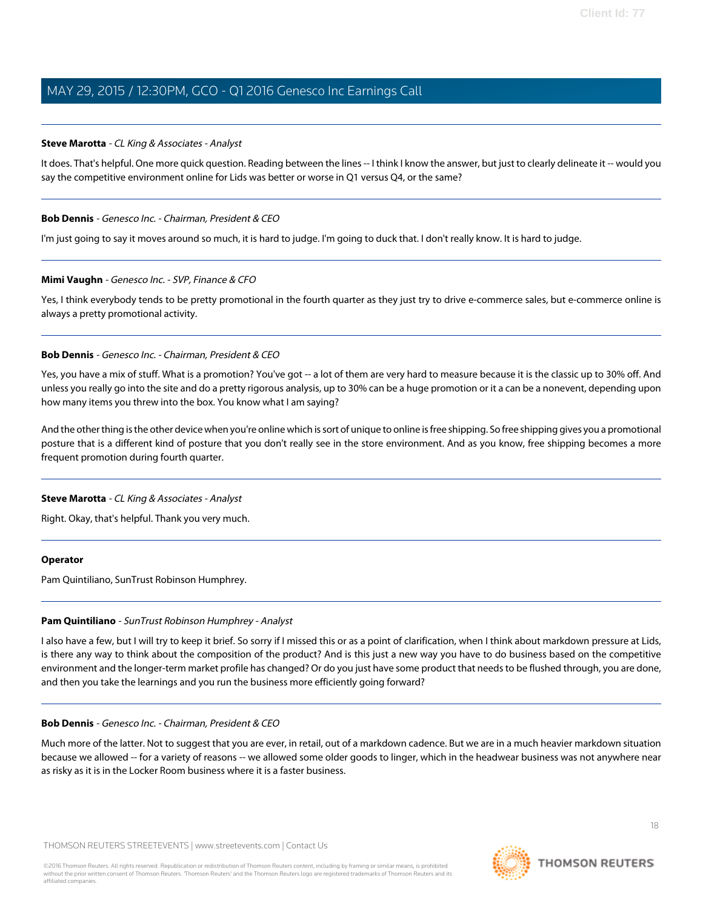**Steve Marotta** - *CL King & Associates - Analyst*

It does. That's helpful. One more quick question. Reading between the lines -- I think I know the answer, but just to clearly delineate it -- would you say the competitive environment online for Lids was better or worse in Q1 versus Q4, or the same?

---

**Bob Dennis** - *Genesco Inc. - Chairman, President & CEO*

I'm just going to say it moves around so much, it is hard to judge. I'm going to duck that. I don't really know. It is hard to judge.

---

**Mimi Vaughn** - *Genesco Inc. - SVP, Finance & CFO*

Yes, I think everybody tends to be pretty promotional in the fourth quarter as they just try to drive e-commerce sales, but e-commerce online is always a pretty promotional activity.

---

**Bob Dennis** - *Genesco Inc. - Chairman, President & CEO*

Yes, you have a mix of stuff. What is a promotion? You've got -- a lot of them are very hard to measure because it is the classic up to 30% off. And unless you really go into the site and do a pretty rigorous analysis, up to 30% can be a huge promotion or it a can be a nonevent, depending upon how many items you threw into the box. You know what I am saying?

And the other thing is the other device when you're online which is sort of unique to online is free shipping. So free shipping gives you a promotional posture that is a different kind of posture that you don't really see in the store environment. And as you know, free shipping becomes a more frequent promotion during fourth quarter.

---

**Steve Marotta** - *CL King & Associates - Analyst*

Right. Okay, that's helpful. Thank you very much.

---

**Operator**

Pam Quintiliano, SunTrust Robinson Humphrey.

---

**Pam Quintiliano** - *SunTrust Robinson Humphrey - Analyst*

I also have a few, but I will try to keep it brief. So sorry if I missed this or as a point of clarification, when I think about markdown pressure at Lids, is there any way to think about the composition of the product? And is this just a new way you have to do business based on the competitive environment and the longer-term market profile has changed? Or do you just have some product that needs to be flushed through, you are done, and then you take the learnings and you run the business more efficiently going forward?

---

**Bob Dennis** - *Genesco Inc. - Chairman, President & CEO*

Much more of the latter. Not to suggest that you are ever, in retail, out of a markdown cadence. But we are in a much heavier markdown situation because we allowed -- for a variety of reasons -- we allowed some older goods to linger, which in the headwear business was not anywhere near as risky as it is in the Locker Room business where it is a faster business.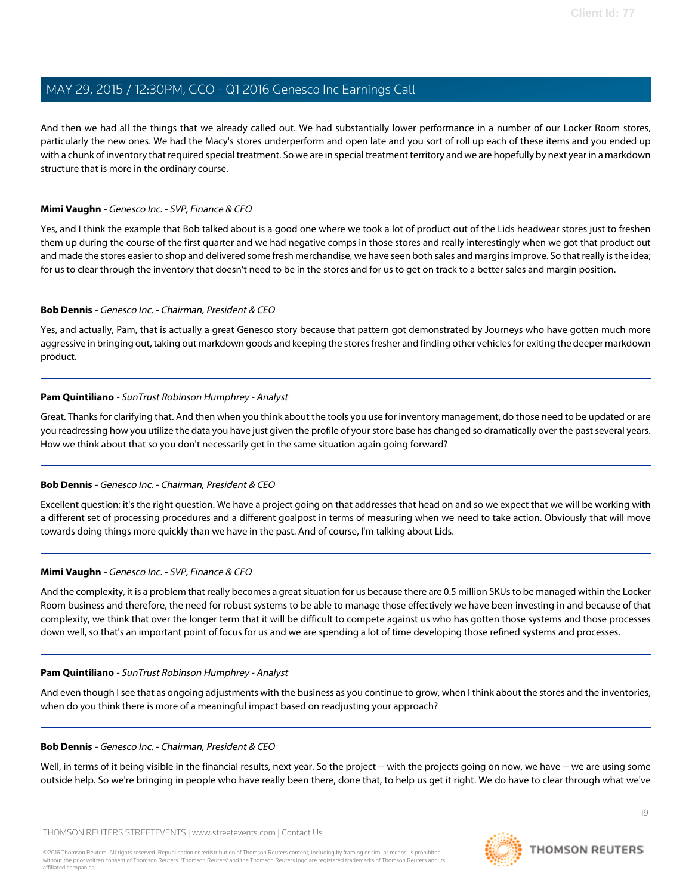And then we had all the things that we already called out. We had substantially lower performance in a number of our Locker Room stores, particularly the new ones. We had the Macy's stores underperform and open late and you sort of roll up each of these items and you ended up with a chunk of inventory that required special treatment. So we are in special treatment territory and we are hopefully by next year in a markdown structure that is more in the ordinary course.

---

**Mimi Vaughn** - *Genesco Inc. - SVP, Finance & CFO*

Yes, and I think the example that Bob talked about is a good one where we took a lot of product out of the Lids headwear stores just to freshen them up during the course of the first quarter and we had negative comps in those stores and really interestingly when we got that product out and made the stores easier to shop and delivered some fresh merchandise, we have seen both sales and margins improve. So that really is the idea; for us to clear through the inventory that doesn't need to be in the stores and for us to get on track to a better sales and margin position.

---

**Bob Dennis** - *Genesco Inc. - Chairman, President & CEO*

Yes, and actually, Pam, that is actually a great Genesco story because that pattern got demonstrated by Journeys who have gotten much more aggressive in bringing out, taking out markdown goods and keeping the stores fresher and finding other vehicles for exiting the deeper markdown product.

---

**Pam Quintiliano** - *SunTrust Robinson Humphrey - Analyst*

Great. Thanks for clarifying that. And then when you think about the tools you use for inventory management, do those need to be updated or are you readdressing how you utilize the data you have just given the profile of your store base has changed so dramatically over the past several years. How we think about that so you don't necessarily get in the same situation again going forward?

---

**Bob Dennis** - *Genesco Inc. - Chairman, President & CEO*

Excellent question; it's the right question. We have a project going on that addresses that head on and so we expect that we will be working with a different set of processing procedures and a different goalpost in terms of measuring when we need to take action. Obviously that will move towards doing things more quickly than we have in the past. And of course, I'm talking about Lids.

---

**Mimi Vaughn** - *Genesco Inc. - SVP, Finance & CFO*

And the complexity, it is a problem that really becomes a great situation for us because there are 0.5 million SKUs to be managed within the Locker Room business and therefore, the need for robust systems to be able to manage those effectively we have been investing in and because of that complexity, we think that over the longer term that it will be difficult to compete against us who has gotten those systems and those processes down well, so that's an important point of focus for us and we are spending a lot of time developing those refined systems and processes.

---

**Pam Quintiliano** - *SunTrust Robinson Humphrey - Analyst*

And even though I see that as ongoing adjustments with the business as you continue to grow, when I think about the stores and the inventories, when do you think there is more of a meaningful impact based on readjusting your approach?

---

**Bob Dennis** - *Genesco Inc. - Chairman, President & CEO*

Well, in terms of it being visible in the financial results, next year. So the project -- with the projects going on now, we have -- we are using some outside help. So we're bringing in people who have really been there, done that, to help us get it right. We do have to clear through what we've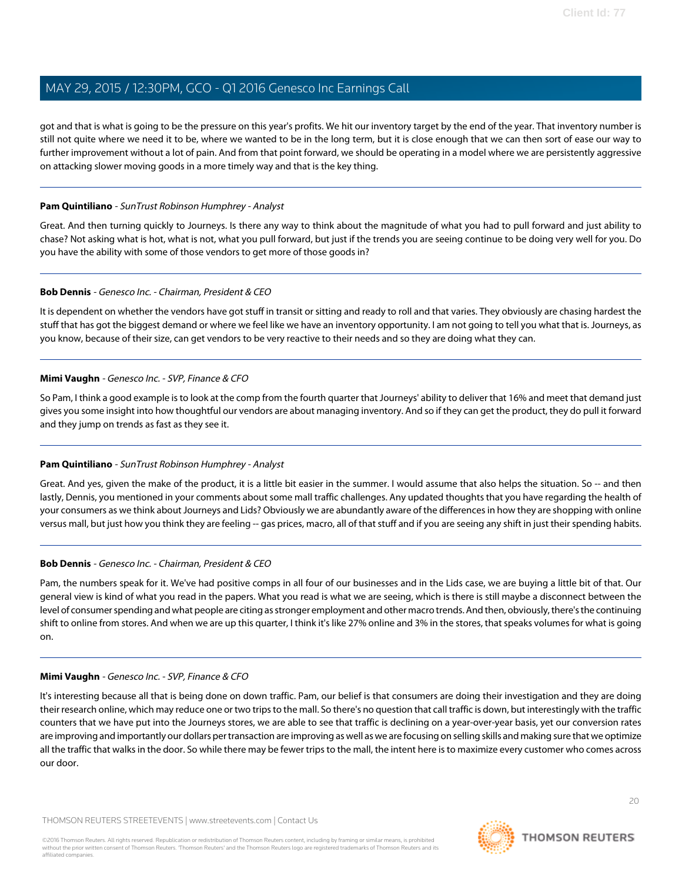got and that is what is going to be the pressure on this year's profits. We hit our inventory target by the end of the year. That inventory number is still not quite where we need it to be, where we wanted to be in the long term, but it is close enough that we can then sort of ease our way to further improvement without a lot of pain. And from that point forward, we should be operating in a model where we are persistently aggressive on attacking slower moving goods in a more timely way and that is the key thing.

---

**Pam Quintiliano** - *SunTrust Robinson Humphrey - Analyst*

Great. And then turning quickly to Journeys. Is there any way to think about the magnitude of what you had to pull forward and just ability to chase? Not asking what is hot, what is not, what you pull forward, but just if the trends you are seeing continue to be doing very well for you. Do you have the ability with some of those vendors to get more of those goods in?

---

**Bob Dennis** - *Genesco Inc. - Chairman, President & CEO*

It is dependent on whether the vendors have got stuff in transit or sitting and ready to roll and that varies. They obviously are chasing hardest the stuff that has got the biggest demand or where we feel like we have an inventory opportunity. I am not going to tell you what that is. Journeys, as you know, because of their size, can get vendors to be very reactive to their needs and so they are doing what they can.

---

**Mimi Vaughn** - *Genesco Inc. - SVP, Finance & CFO*

So Pam, I think a good example is to look at the comp from the fourth quarter that Journeys' ability to deliver that 16% and meet that demand just gives you some insight into how thoughtful our vendors are about managing inventory. And so if they can get the product, they do pull it forward and they jump on trends as fast as they see it.

---

**Pam Quintiliano** - *SunTrust Robinson Humphrey - Analyst*

Great. And yes, given the make of the product, it is a little bit easier in the summer. I would assume that also helps the situation. So -- and then lastly, Dennis, you mentioned in your comments about some mall traffic challenges. Any updated thoughts that you have regarding the health of your consumers as we think about Journeys and Lids? Obviously we are abundantly aware of the differences in how they are shopping with online versus mall, but just how you think they are feeling -- gas prices, macro, all of that stuff and if you are seeing any shift in just their spending habits.

---

**Bob Dennis** - *Genesco Inc. - Chairman, President & CEO*

Pam, the numbers speak for it. We've had positive comps in all four of our businesses and in the Lids case, we are buying a little bit of that. Our general view is kind of what you read in the papers. What you read is what we are seeing, which is there is still maybe a disconnect between the level of consumer spending and what people are citing as stronger employment and other macro trends. And then, obviously, there's the continuing shift to online from stores. And when we are up this quarter, I think it's like 27% online and 3% in the stores, that speaks volumes for what is going on.

---

**Mimi Vaughn** - *Genesco Inc. - SVP, Finance & CFO*

It's interesting because all that is being done on down traffic. Pam, our belief is that consumers are doing their investigation and they are doing their research online, which may reduce one or two trips to the mall. So there's no question that call traffic is down, but interestingly with the traffic counters that we have put into the Journeys stores, we are able to see that traffic is declining on a year-over-year basis, yet our conversion rates are improving and importantly our dollars per transaction are improving as well as we are focusing on selling skills and making sure that we optimize all the traffic that walks in the door. So while there may be fewer trips to the mall, the intent here is to maximize every customer who comes across our door.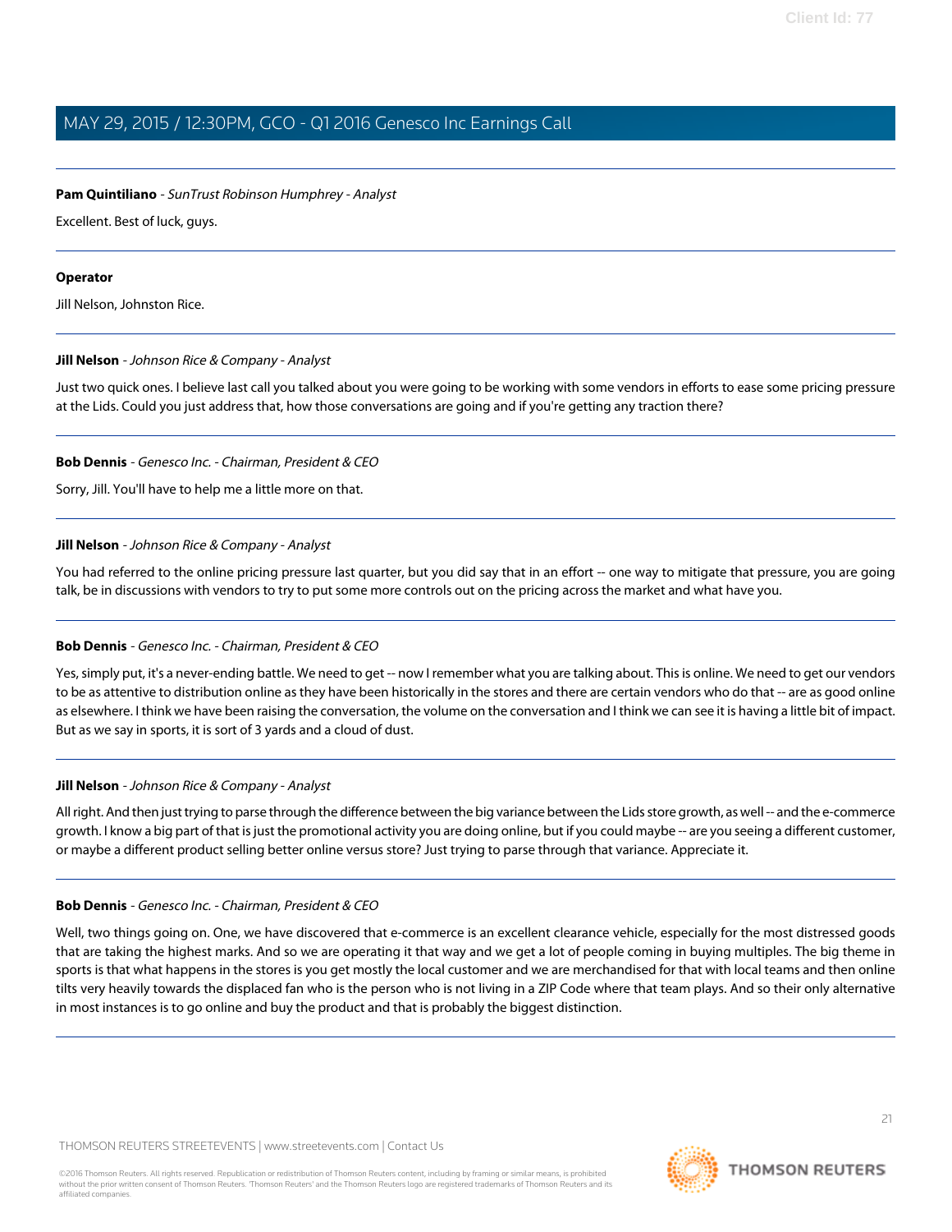**Pam Quintiliano** - *SunTrust Robinson Humphrey - Analyst*

Excellent. Best of luck, guys.

---

**Operator**

Jill Nelson, Johnston Rice.

---

**Jill Nelson** - *Johnson Rice & Company - Analyst*

Just two quick ones. I believe last call you talked about you were going to be working with some vendors in efforts to ease some pricing pressure at the Lids. Could you just address that, how those conversations are going and if you're getting any traction there?

---

**Bob Dennis** - *Genesco Inc. - Chairman, President & CEO*

Sorry, Jill. You'll have to help me a little more on that.

---

**Jill Nelson** - *Johnson Rice & Company - Analyst*

You had referred to the online pricing pressure last quarter, but you did say that in an effort -- one way to mitigate that pressure, you are going talk, be in discussions with vendors to try to put some more controls out on the pricing across the market and what have you.

---

**Bob Dennis** - *Genesco Inc. - Chairman, President & CEO*

Yes, simply put, it's a never-ending battle. We need to get -- now I remember what you are talking about. This is online. We need to get our vendors to be as attentive to distribution online as they have been historically in the stores and there are certain vendors who do that -- are as good online as elsewhere. I think we have been raising the conversation, the volume on the conversation and I think we can see it is having a little bit of impact. But as we say in sports, it is sort of 3 yards and a cloud of dust.

---

**Jill Nelson** - *Johnson Rice & Company - Analyst*

All right. And then just trying to parse through the difference between the big variance between the Lids store growth, as well -- and the e-commerce growth. I know a big part of that is just the promotional activity you are doing online, but if you could maybe -- are you seeing a different customer, or maybe a different product selling better online versus store? Just trying to parse through that variance. Appreciate it.

---

**Bob Dennis** - *Genesco Inc. - Chairman, President & CEO*

Well, two things going on. One, we have discovered that e-commerce is an excellent clearance vehicle, especially for the most distressed goods that are taking the highest marks. And so we are operating it that way and we get a lot of people coming in buying multiples. The big theme in sports is that what happens in the stores is you get mostly the local customer and we are merchandised for that with local teams and then online tilts very heavily towards the displaced fan who is the person who is not living in a ZIP Code where that team plays. And so their only alternative in most instances is to go online and buy the product and that is probably the biggest distinction.

---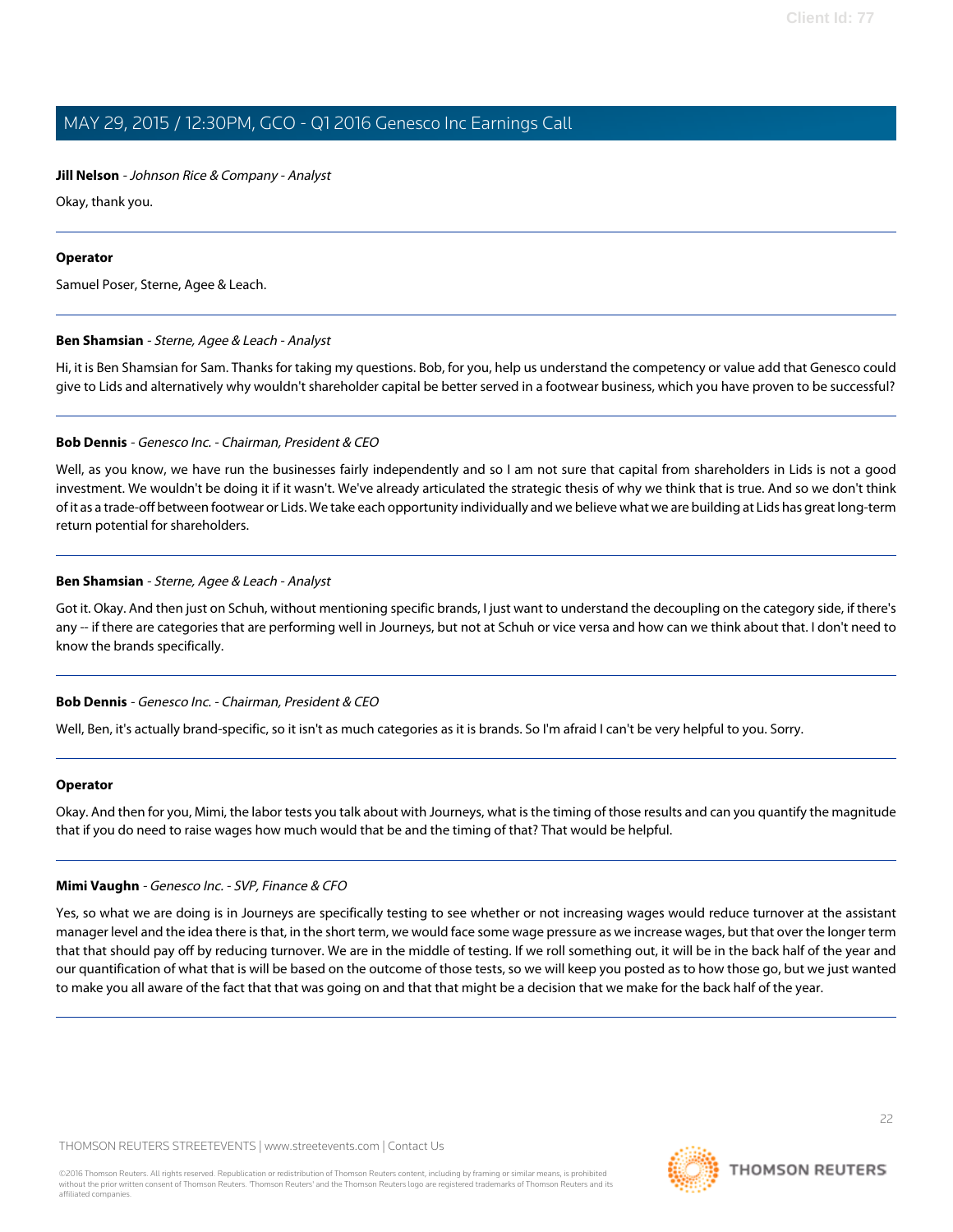**Jill Nelson** - *Johnson Rice & Company - Analyst*

Okay, thank you.

---

**Operator**

Samuel Poser, Sterne, Agee & Leach.

---

**Ben Shamsian** - *Sterne, Agee & Leach - Analyst*

Hi, it is Ben Shamsian for Sam. Thanks for taking my questions. Bob, for you, help us understand the competency or value add that Genesco could give to Lids and alternatively why wouldn't shareholder capital be better served in a footwear business, which you have proven to be successful?

---

**Bob Dennis** - *Genesco Inc. - Chairman, President & CEO*

Well, as you know, we have run the businesses fairly independently and so I am not sure that capital from shareholders in Lids is not a good investment. We wouldn't be doing it if it wasn't. We've already articulated the strategic thesis of why we think that is true. And so we don't think of it as a trade-off between footwear or Lids. We take each opportunity individually and we believe what we are building at Lids has great long-term return potential for shareholders.

---

**Ben Shamsian** - *Sterne, Agee & Leach - Analyst*

Got it. Okay. And then just on Schuh, without mentioning specific brands, I just want to understand the decoupling on the category side, if there's any -- if there are categories that are performing well in Journeys, but not at Schuh or vice versa and how can we think about that. I don't need to know the brands specifically.

---

**Bob Dennis** - *Genesco Inc. - Chairman, President & CEO*

Well, Ben, it's actually brand-specific, so it isn't as much categories as it is brands. So I'm afraid I can't be very helpful to you. Sorry.

---

**Operator**

Okay. And then for you, Mimi, the labor tests you talk about with Journeys, what is the timing of those results and can you quantify the magnitude that if you do need to raise wages how much would that be and the timing of that? That would be helpful.

---

**Mimi Vaughn** - *Genesco Inc. - SVP, Finance & CFO*

Yes, so what we are doing is in Journeys are specifically testing to see whether or not increasing wages would reduce turnover at the assistant manager level and the idea there is that, in the short term, we would face some wage pressure as we increase wages, but that over the longer term that that should pay off by reducing turnover. We are in the middle of testing. If we roll something out, it will be in the back half of the year and our quantification of what that is will be based on the outcome of those tests, so we will keep you posted as to how those go, but we just wanted to make you all aware of the fact that that was going on and that that might be a decision that we make for the back half of the year.

---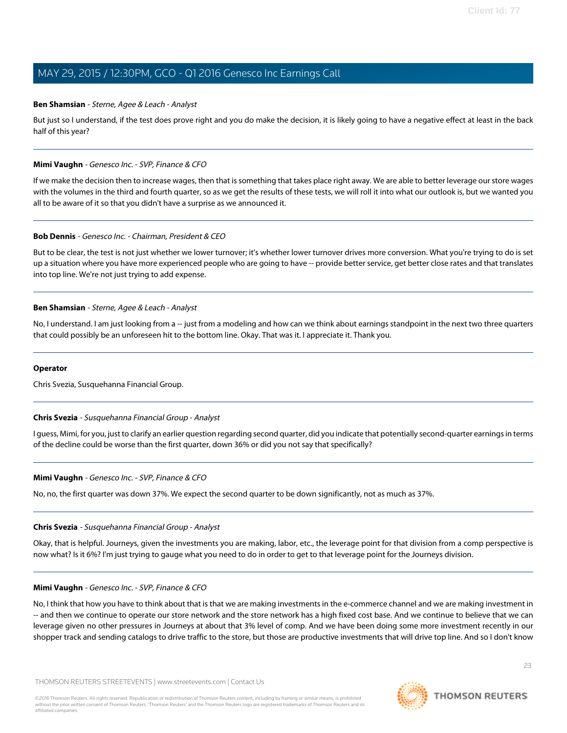**Ben Shamsian** - *Sterne, Agee & Leach - Analyst*

But just so I understand, if the test does prove right and you do make the decision, it is likely going to have a negative effect at least in the back half of this year?

---

**Mimi Vaughn** - *Genesco Inc. - SVP, Finance & CFO*

If we make the decision then to increase wages, then that is something that takes place right away. We are able to better leverage our store wages with the volumes in the third and fourth quarter, so as we get the results of these tests, we will roll it into what our outlook is, but we wanted you all to be aware of it so that you didn't have a surprise as we announced it.

---

**Bob Dennis** - *Genesco Inc. - Chairman, President & CEO*

But to be clear, the test is not just whether we lower turnover; it's whether lower turnover drives more conversion. What you're trying to do is set up a situation where you have more experienced people who are going to have -- provide better service, get better close rates and that translates into top line. We're not just trying to add expense.

---

**Ben Shamsian** - *Sterne, Agee & Leach - Analyst*

No, I understand. I am just looking from a -- just from a modeling and how can we think about earnings standpoint in the next two three quarters that could possibly be an unforeseen hit to the bottom line. Okay. That was it. I appreciate it. Thank you.

---

**Operator**

Chris Svezia, Susquehanna Financial Group.

---

**Chris Svezia** - *Susquehanna Financial Group - Analyst*

I guess, Mimi, for you, just to clarify an earlier question regarding second quarter, did you indicate that potentially second-quarter earnings in terms of the decline could be worse than the first quarter, down 36% or did you not say that specifically?

---

**Mimi Vaughn** - *Genesco Inc. - SVP, Finance & CFO*

No, no, the first quarter was down 37%. We expect the second quarter to be down significantly, not as much as 37%.

---

**Chris Svezia** - *Susquehanna Financial Group - Analyst*

Okay, that is helpful. Journeys, given the investments you are making, labor, etc., the leverage point for that division from a comp perspective is now what? Is it 6%? I'm just trying to gauge what you need to do in order to get to that leverage point for the Journeys division.

---

**Mimi Vaughn** - *Genesco Inc. - SVP, Finance & CFO*

No, I think that how you have to think about that is that we are making investments in the e-commerce channel and we are making investment in -- and then we continue to operate our store network and the store network has a high fixed cost base. And we continue to believe that we can leverage given no other pressures in Journeys at about that 3% level of comp. And we have been doing some more investment recently in our shopper track and sending catalogs to drive traffic to the store, but those are productive investments that will drive top line. And so I don't know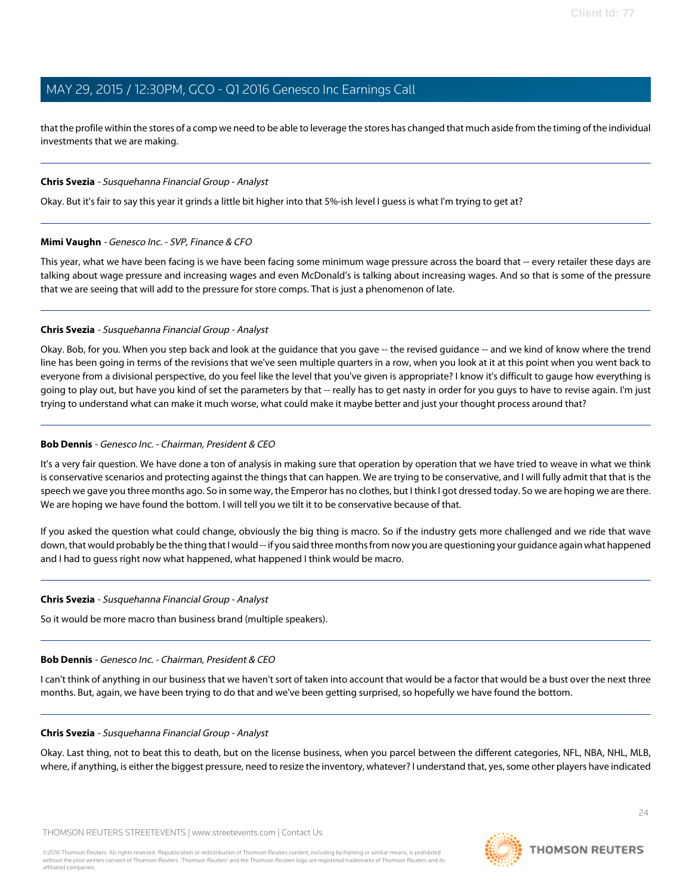that the profile within the stores of a comp we need to be able to leverage the stores has changed that much aside from the timing of the individual investments that we are making.

---

**Chris Svezia** - *Susquehanna Financial Group - Analyst*

Okay. But it's fair to say this year it grinds a little bit higher into that 5%-ish level I guess is what I'm trying to get at?

---

**Mimi Vaughn** - *Genesco Inc. - SVP, Finance & CFO*

This year, what we have been facing is we have been facing some minimum wage pressure across the board that -- every retailer these days are talking about wage pressure and increasing wages and even McDonald's is talking about increasing wages. And so that is some of the pressure that we are seeing that will add to the pressure for store comps. That is just a phenomenon of late.

---

**Chris Svezia** - *Susquehanna Financial Group - Analyst*

Okay. Bob, for you. When you step back and look at the guidance that you gave -- the revised guidance -- and we kind of know where the trend line has been going in terms of the revisions that we've seen multiple quarters in a row, when you look at it at this point when you went back to everyone from a divisional perspective, do you feel like the level that you've given is appropriate? I know it's difficult to gauge how everything is going to play out, but have you kind of set the parameters by that -- really has to get nasty in order for you guys to have to revise again. I'm just trying to understand what can make it much worse, what could make it maybe better and just your thought process around that?

---

**Bob Dennis** - *Genesco Inc. - Chairman, President & CEO*

It's a very fair question. We have done a ton of analysis in making sure that operation by operation that we have tried to weave in what we think is conservative scenarios and protecting against the things that can happen. We are trying to be conservative, and I will fully admit that that is the speech we gave you three months ago. So in some way, the Emperor has no clothes, but I think I got dressed today. So we are hoping we are there. We are hoping we have found the bottom. I will tell you we tilt it to be conservative because of that.

If you asked the question what could change, obviously the big thing is macro. So if the industry gets more challenged and we ride that wave down, that would probably be the thing that I would -- if you said three months from now you are questioning your guidance again what happened and I had to guess right now what happened, what happened I think would be macro.

---

**Chris Svezia** - *Susquehanna Financial Group - Analyst*

So it would be more macro than business brand (multiple speakers).

---

**Bob Dennis** - *Genesco Inc. - Chairman, President & CEO*

I can't think of anything in our business that we haven't sort of taken into account that would be a factor that would be a bust over the next three months. But, again, we have been trying to do that and we've been getting surprised, so hopefully we have found the bottom.

---

**Chris Svezia** - *Susquehanna Financial Group - Analyst*

Okay. Last thing, not to beat this to death, but on the license business, when you parcel between the different categories, NFL, NBA, NHL, MLB, where, if anything, is either the biggest pressure, need to resize the inventory, whatever? I understand that, yes, some other players have indicated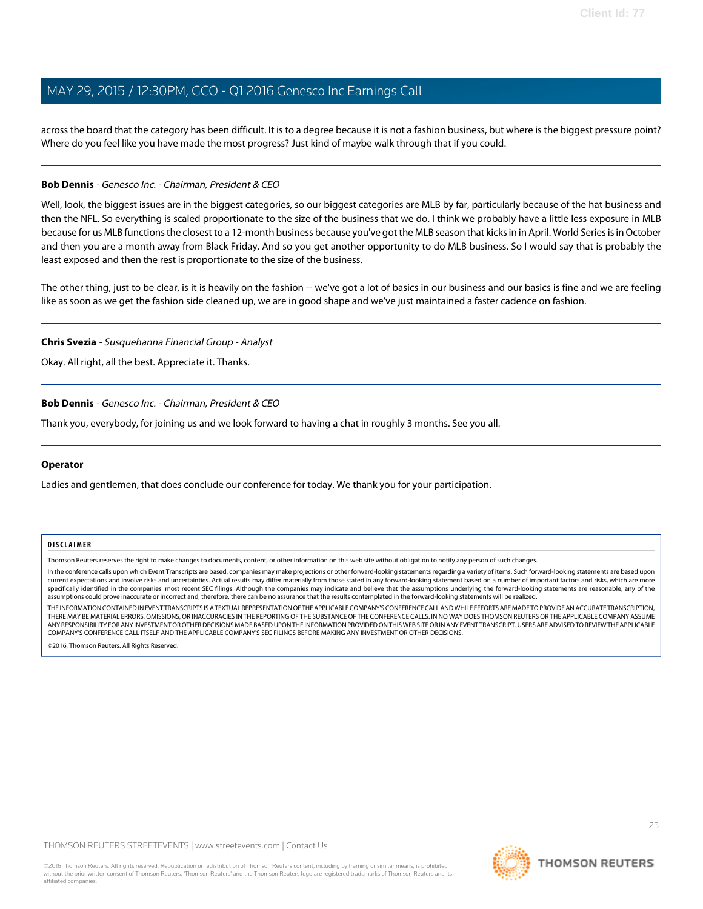across the board that the category has been difficult. It is to a degree because it is not a fashion business, but where is the biggest pressure point? Where do you feel like you have made the most progress? Just kind of maybe walk through that if you could.

---

**Bob Dennis** - *Genesco Inc. - Chairman, President & CEO*

Well, look, the biggest issues are in the biggest categories, so our biggest categories are MLB by far, particularly because of the hat business and then the NFL. So everything is scaled proportionate to the size of the business that we do. I think we probably have a little less exposure in MLB because for us MLB functions the closest to a 12-month business because you've got the MLB season that kicks in in April. World Series is in October and then you are a month away from Black Friday. And so you get another opportunity to do MLB business. So I would say that is probably the least exposed and then the rest is proportionate to the size of the business.

The other thing, just to be clear, is it is heavily on the fashion -- we've got a lot of basics in our business and our basics is fine and we are feeling like as soon as we get the fashion side cleaned up, we are in good shape and we've just maintained a faster cadence on fashion.

---

**Chris Svezia** - *Susquehanna Financial Group - Analyst*

Okay. All right, all the best. Appreciate it. Thanks.

---

**Bob Dennis** - *Genesco Inc. - Chairman, President & CEO*

Thank you, everybody, for joining us and we look forward to having a chat in roughly 3 months. See you all.

---

**Operator**

Ladies and gentlemen, that does conclude our conference for today. We thank you for your participation.

---

**DISCLAIMER**

Thomson Reuters reserves the right to make changes to documents, content, or other information on this web site without obligation to notify any person of such changes.

In the conference calls upon which Event Transcripts are based, companies may make projections or other forward-looking statements regarding a variety of items. Such forward-looking statements are based upon current expectations and involve risks and uncertainties. Actual results may differ materially from those stated in any forward-looking statement based on a number of important factors and risks, which are more specifically identified in the companies' most recent SEC filings. Although the companies may indicate and believe that the assumptions underlying the forward-looking statements are reasonable, any of the assumptions could prove inaccurate or incorrect and, therefore, there can be no assurance that the results contemplated in the forward-looking statements will be realized.

THE INFORMATION CONTAINED IN EVENT TRANSCRIPTS IS A TEXTUAL REPRESENTATION OF THE APPLICABLE COMPANY'S CONFERENCE CALL AND WHILE EFFORTS ARE MADE TO PROVIDE AN ACCURATE TRANSCRIPTION, THERE MAY BE MATERIAL ERRORS, OMISSIONS, OR INACCURACIES IN THE REPORTING OF THE SUBSTANCE OF THE CONFERENCE CALLS. IN NO WAY DOES THOMSON REUTERS OR THE APPLICABLE COMPANY ASSUME ANY RESPONSIBILITY FOR ANY INVESTMENT OR OTHER DECISIONS MADE BASED UPON THE INFORMATION PROVIDED ON THIS WEB SITE OR IN ANY EVENT TRANSCRIPT. USERS ARE ADVISED TO REVIEW THE APPLICABLE COMPANY'S CONFERENCE CALL ITSELF AND THE APPLICABLE COMPANY'S SEC FILINGS BEFORE MAKING ANY INVESTMENT OR OTHER DECISIONS.

©2016, Thomson Reuters. All Rights Reserved.